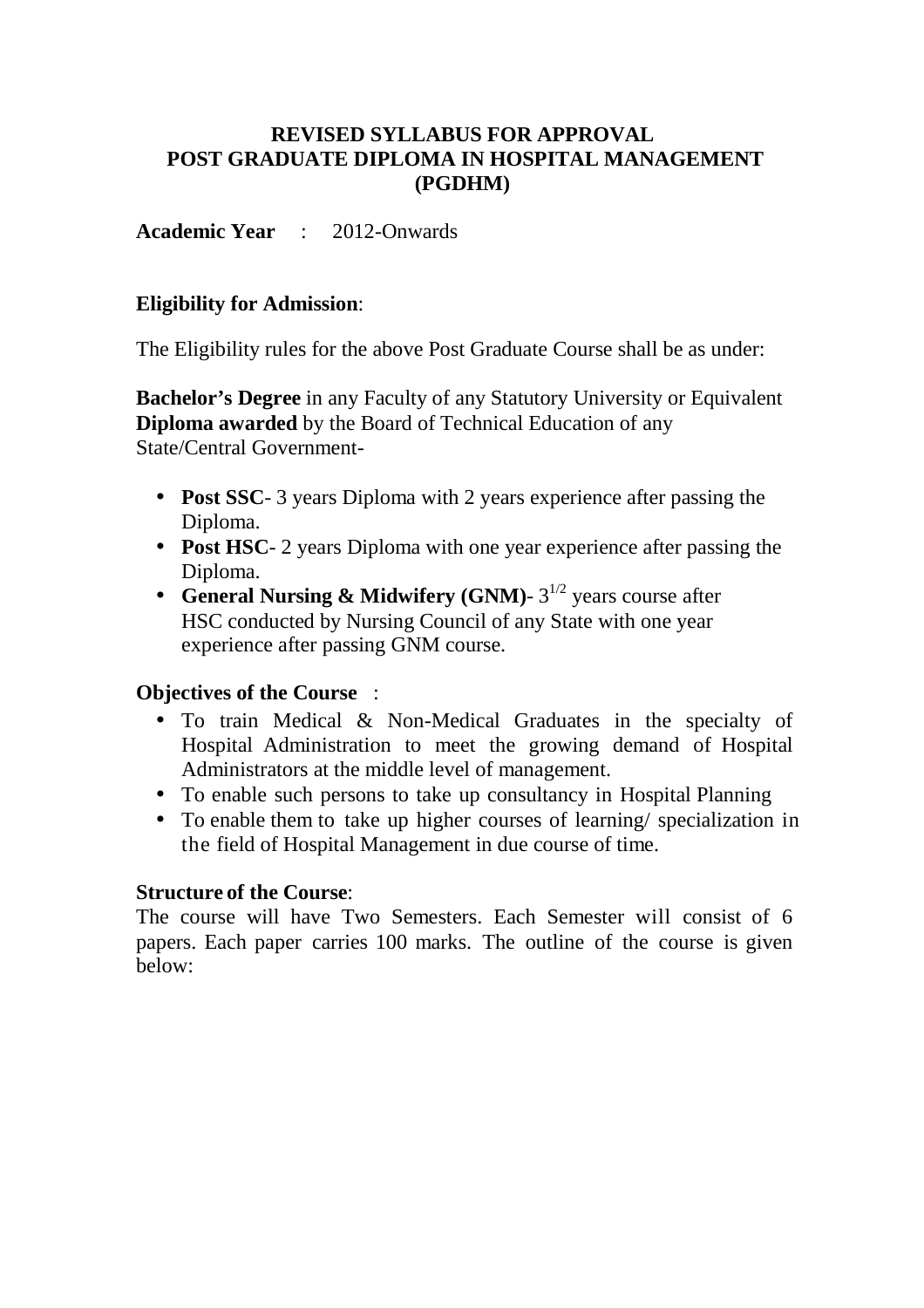# REVISED SYLLABUS FOR APPROVAL
# POST GRADUATE DIPLOMA IN HOSPITAL MANAGEMENT (PGDHM)

**Academic Year** : 2012-Onwards

**Eligibility for Admission**:

The Eligibility rules for the above Post Graduate Course shall be as under:

**Bachelor's Degree** in any Faculty of any Statutory University or Equivalent
**Diploma awarded** by the Board of Technical Education of any State/Central Government-

- **Post SSC**- 3 years Diploma with 2 years experience after passing the Diploma.
- **Post HSC**- 2 years Diploma with one year experience after passing the Diploma.
- **General Nursing & Midwifery (GNM)**- $3^{1/2}$ years course after HSC conducted by Nursing Council of any State with one year experience after passing GNM course.

**Objectives of the Course** :

- To train Medical & Non-Medical Graduates in the specialty of Hospital Administration to meet the growing demand of Hospital Administrators at the middle level of management.
- To enable such persons to take up consultancy in Hospital Planning
- To enable them to take up higher courses of learning/ specialization in the field of Hospital Management in due course of time.

**Structure of the Course**:

The course will have Two Semesters. Each Semester will consist of 6 papers. Each paper carries 100 marks. The outline of the course is given below: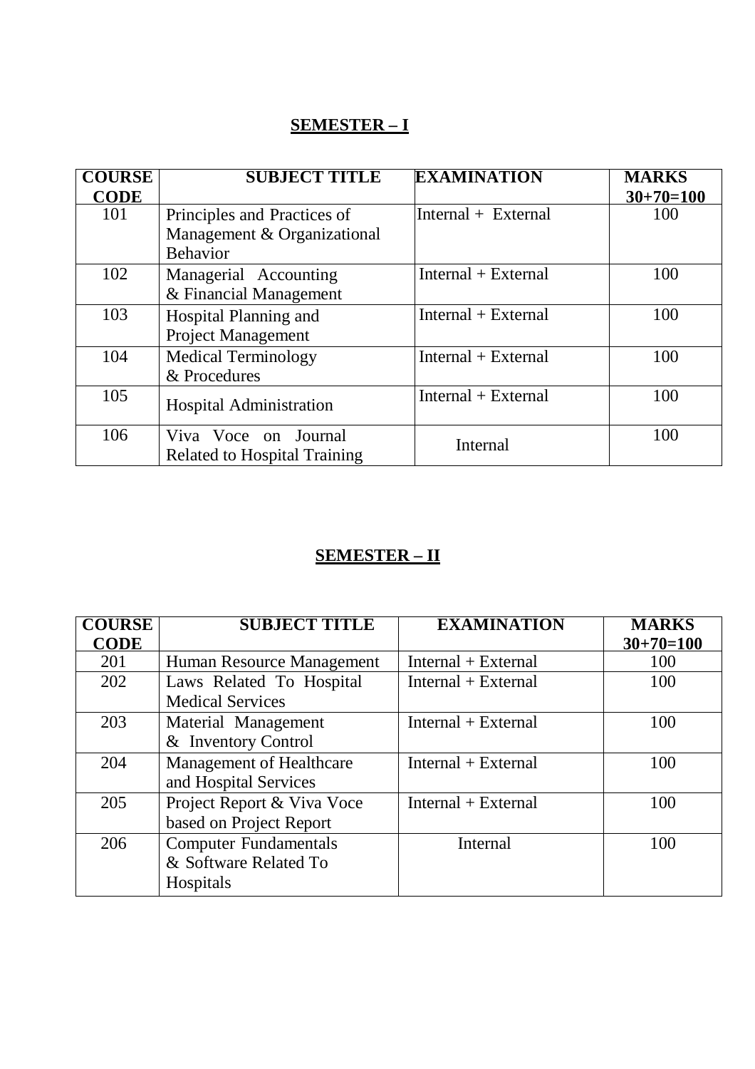## SEMESTER – I

| COURSE CODE | SUBJECT TITLE | EXAMINATION | MARKS 30+70=100 |
|---|---|---|---|
| 101 | Principles and Practices of Management & Organizational Behavior | Internal + External | 100 |
| 102 | Managerial Accounting & Financial Management | Internal + External | 100 |
| 103 | Hospital Planning and Project Management | Internal + External | 100 |
| 104 | Medical Terminology & Procedures | Internal + External | 100 |
| 105 | Hospital Administration | Internal + External | 100 |
| 106 | Viva Voce on Journal Related to Hospital Training | Internal | 100 |

## SEMESTER – II

| COURSE CODE | SUBJECT TITLE | EXAMINATION | MARKS 30+70=100 |
|---|---|---|---|
| 201 | Human Resource Management | Internal + External | 100 |
| 202 | Laws Related To Hospital Medical Services | Internal + External | 100 |
| 203 | Material Management & Inventory Control | Internal + External | 100 |
| 204 | Management of Healthcare and Hospital Services | Internal + External | 100 |
| 205 | Project Report & Viva Voce based on Project Report | Internal + External | 100 |
| 206 | Computer Fundamentals & Software Related To Hospitals | Internal | 100 |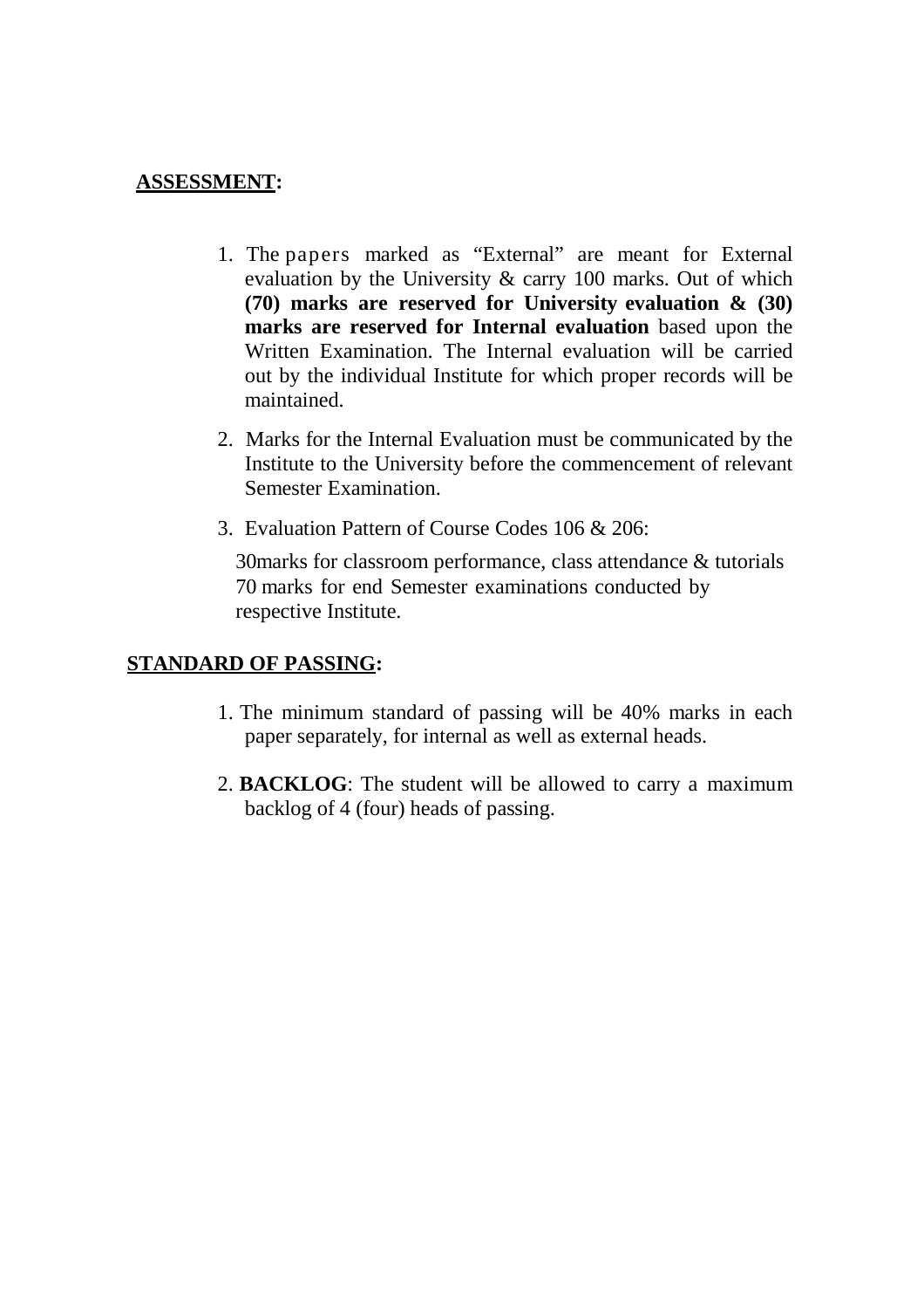**<u>ASSESSMENT</u>:**

1. The papers marked as "External" are meant for External evaluation by the University & carry 100 marks. Out of which **(70) marks are reserved for University evaluation & (30) marks are reserved for Internal evaluation** based upon the Written Examination. The Internal evaluation will be carried out by the individual Institute for which proper records will be maintained.

2. Marks for the Internal Evaluation must be communicated by the Institute to the University before the commencement of relevant Semester Examination.

3. Evaluation Pattern of Course Codes 106 & 206:

   30marks for classroom performance, class attendance & tutorials
   70 marks for end Semester examinations conducted by respective Institute.

**<u>STANDARD OF PASSING</u>:**

1. The minimum standard of passing will be 40% marks in each paper separately, for internal as well as external heads.

2. **BACKLOG**: The student will be allowed to carry a maximum backlog of 4 (four) heads of passing.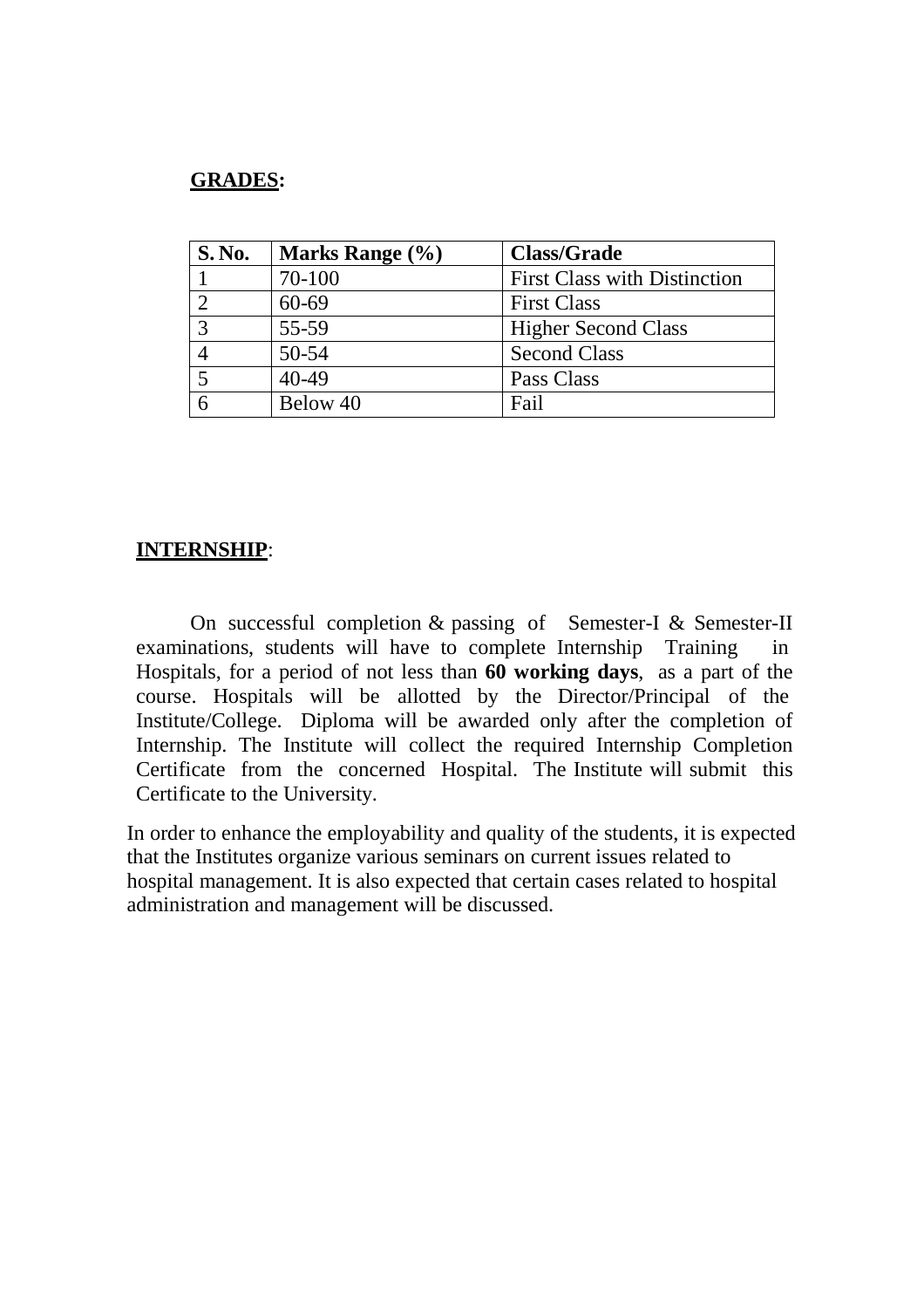**GRADES:**

| S. No. | Marks Range (%) | Class/Grade |
|---|---|---|
| 1 | 70-100 | First Class with Distinction |
| 2 | 60-69 | First Class |
| 3 | 55-59 | Higher Second Class |
| 4 | 50-54 | Second Class |
| 5 | 40-49 | Pass Class |
| 6 | Below 40 | Fail |

**INTERNSHIP**:

On successful completion & passing of Semester-I & Semester-II examinations, students will have to complete Internship Training in Hospitals, for a period of not less than **60 working days**, as a part of the course. Hospitals will be allotted by the Director/Principal of the Institute/College. Diploma will be awarded only after the completion of Internship. The Institute will collect the required Internship Completion Certificate from the concerned Hospital. The Institute will submit this Certificate to the University.

In order to enhance the employability and quality of the students, it is expected that the Institutes organize various seminars on current issues related to hospital management. It is also expected that certain cases related to hospital administration and management will be discussed.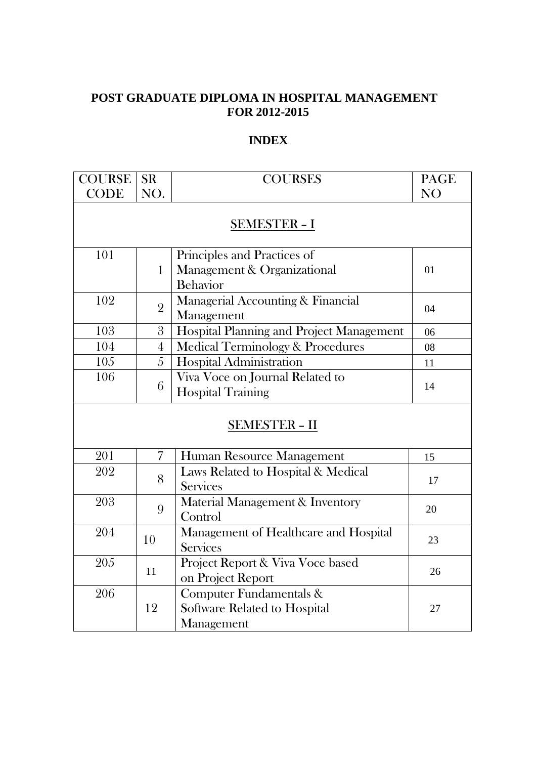# POST GRADUATE DIPLOMA IN HOSPITAL MANAGEMENT FOR 2012-2015

## INDEX

| COURSE CODE | SR NO. | COURSES | PAGE NO |
|---|---|---|---|
| **SEMESTER – I** | | | |
| 101 | 1 | Principles and Practices of Management & Organizational Behavior | 01 |
| 102 | 2 | Managerial Accounting & Financial Management | 04 |
| 103 | 3 | Hospital Planning and Project Management | 06 |
| 104 | 4 | Medical Terminology & Procedures | 08 |
| 105 | 5 | Hospital Administration | 11 |
| 106 | 6 | Viva Voce on Journal Related to Hospital Training | 14 |
| **SEMESTER – II** | | | |
| 201 | 7 | Human Resource Management | 15 |
| 202 | 8 | Laws Related to Hospital & Medical Services | 17 |
| 203 | 9 | Material Management & Inventory Control | 20 |
| 204 | 10 | Management of Healthcare and Hospital Services | 23 |
| 205 | 11 | Project Report & Viva Voce based on Project Report | 26 |
| 206 | 12 | Computer Fundamentals & Software Related to Hospital Management | 27 |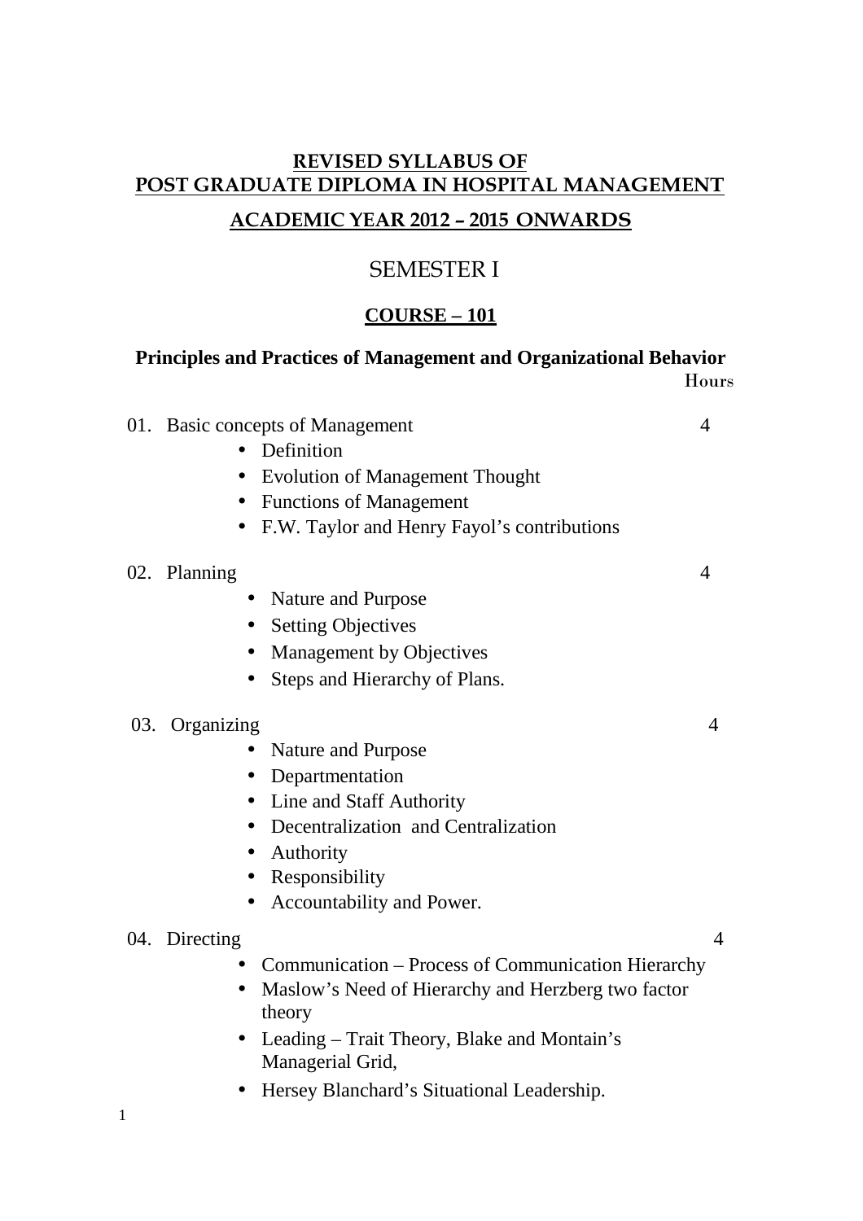# REVISED SYLLABUS OF POST GRADUATE DIPLOMA IN HOSPITAL MANAGEMENT

## ACADEMIC YEAR 2012 – 2015 ONWARDS

## SEMESTER I

### COURSE – 101

**Principles and Practices of Management and Organizational Behavior**

| | | Hours |
|---|---|---|
| 01. | Basic concepts of Management | 4 |
| 02. | Planning | 4 |
| 03. | Organizing | 4 |
| 04. | Directing | 4 |

01. Basic concepts of Management — 4
    - Definition
    - Evolution of Management Thought
    - Functions of Management
    - F.W. Taylor and Henry Fayol's contributions

02. Planning — 4
    - Nature and Purpose
    - Setting Objectives
    - Management by Objectives
    - Steps and Hierarchy of Plans.

03. Organizing — 4
    - Nature and Purpose
    - Departmentation
    - Line and Staff Authority
    - Decentralization and Centralization
    - Authority
    - Responsibility
    - Accountability and Power.

04. Directing — 4
    - Communication – Process of Communication Hierarchy
    - Maslow's Need of Hierarchy and Herzberg two factor theory
    - Leading – Trait Theory, Blake and Montain's Managerial Grid,
    - Hersey Blanchard's Situational Leadership.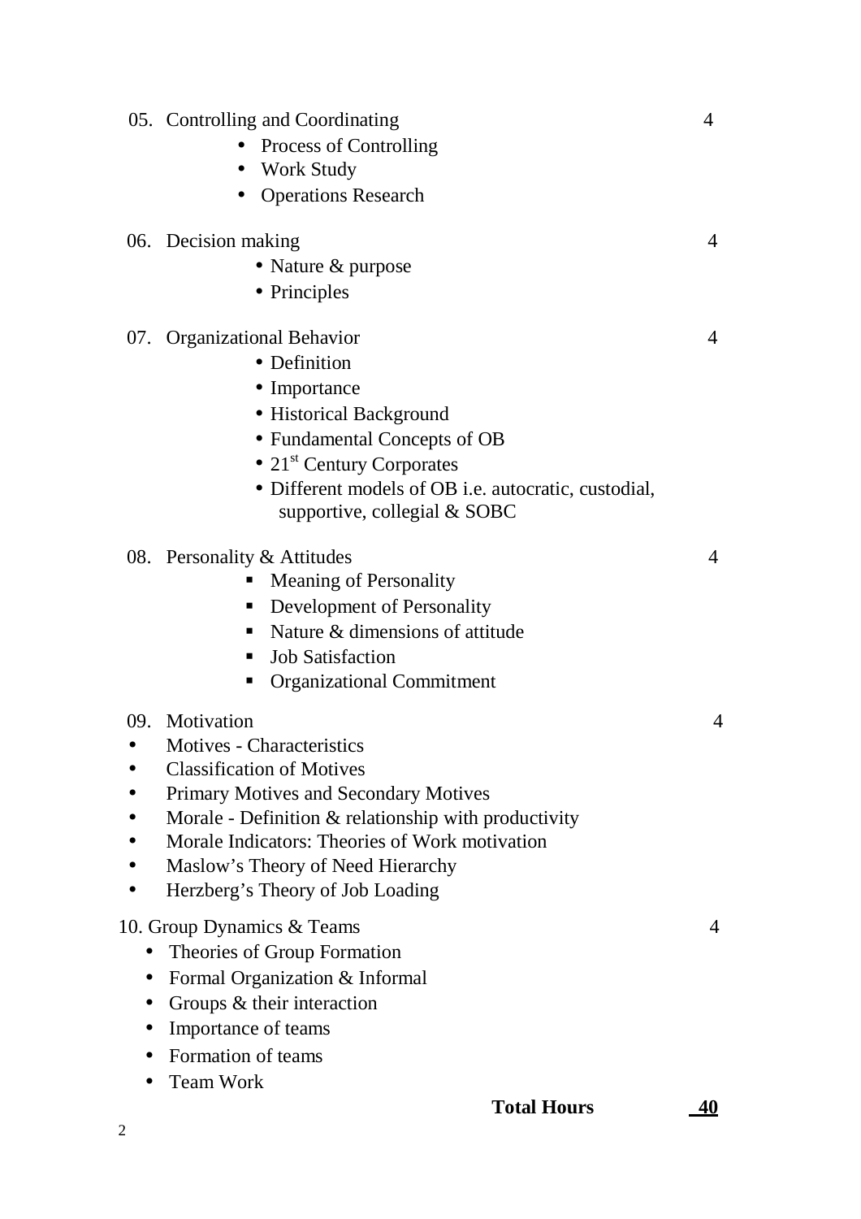| | Topic | Hours |
|---|---|---|
| 05. | Controlling and Coordinating<br>• Process of Controlling<br>• Work Study<br>• Operations Research | 4 |
| 06. | Decision making<br>• Nature & purpose<br>• Principles | 4 |
| 07. | Organizational Behavior<br>• Definition<br>• Importance<br>• Historical Background<br>• Fundamental Concepts of OB<br>• 21st Century Corporates<br>• Different models of OB i.e. autocratic, custodial, supportive, collegial & SOBC | 4 |
| 08. | Personality & Attitudes<br>▪ Meaning of Personality<br>▪ Development of Personality<br>▪ Nature & dimensions of attitude<br>▪ Job Satisfaction<br>▪ Organizational Commitment | 4 |
| 09. | Motivation<br>• Motives - Characteristics<br>• Classification of Motives<br>• Primary Motives and Secondary Motives<br>• Morale - Definition & relationship with productivity<br>• Morale Indicators: Theories of Work motivation<br>• Maslow's Theory of Need Hierarchy<br>• Herzberg's Theory of Job Loading | 4 |
| 10. | Group Dynamics & Teams<br>• Theories of Group Formation<br>• Formal Organization & Informal<br>• Groups & their interaction<br>• Importance of teams<br>• Formation of teams<br>• Team Work | 4 |
| | **Total Hours** | **40** |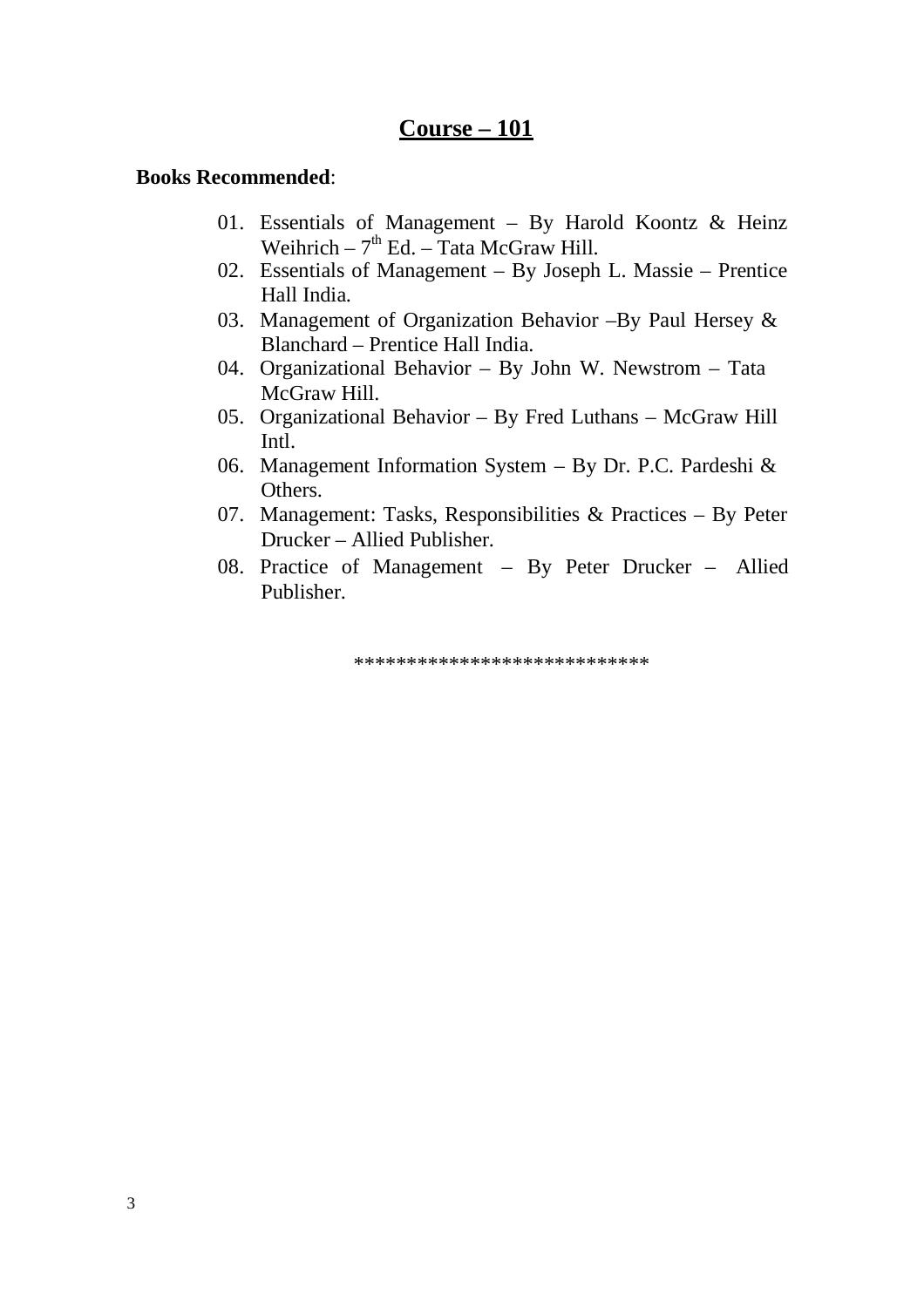## Course – 101

**Books Recommended**:

01. Essentials of Management – By Harold Koontz & Heinz Weihrich – 7th Ed. – Tata McGraw Hill.
02. Essentials of Management – By Joseph L. Massie – Prentice Hall India.
03. Management of Organization Behavior –By Paul Hersey & Blanchard – Prentice Hall India.
04. Organizational Behavior – By John W. Newstrom – Tata McGraw Hill.
05. Organizational Behavior – By Fred Luthans – McGraw Hill Intl.
06. Management Information System – By Dr. P.C. Pardeshi & Others.
07. Management: Tasks, Responsibilities & Practices – By Peter Drucker – Allied Publisher.
08. Practice of Management – By Peter Drucker – Allied Publisher.

***************************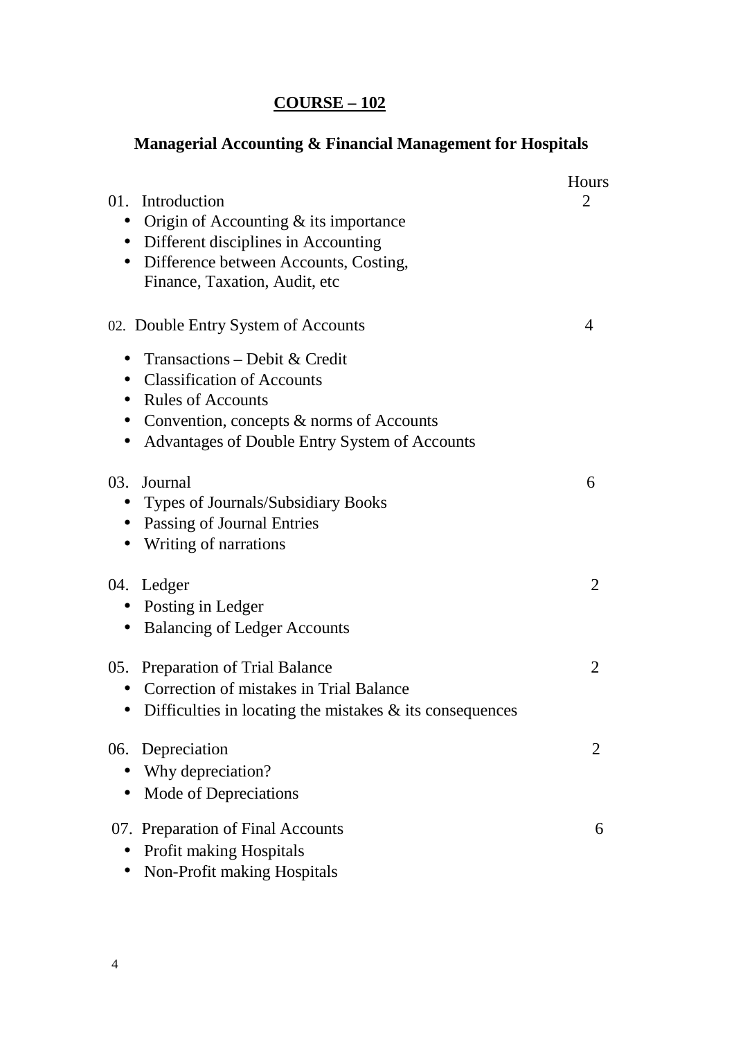## COURSE – 102

### Managerial Accounting & Financial Management for Hospitals

| | Hours |
|---|---|
| **01. Introduction** | 2 |
| • Origin of Accounting & its importance | |
| • Different disciplines in Accounting | |
| • Difference between Accounts, Costing, Finance, Taxation, Audit, etc | |
| **02. Double Entry System of Accounts** | 4 |
| • Transactions – Debit & Credit | |
| • Classification of Accounts | |
| • Rules of Accounts | |
| • Convention, concepts & norms of Accounts | |
| • Advantages of Double Entry System of Accounts | |
| **03. Journal** | 6 |
| • Types of Journals/Subsidiary Books | |
| • Passing of Journal Entries | |
| • Writing of narrations | |
| **04. Ledger** | 2 |
| • Posting in Ledger | |
| • Balancing of Ledger Accounts | |
| **05. Preparation of Trial Balance** | 2 |
| • Correction of mistakes in Trial Balance | |
| • Difficulties in locating the mistakes & its consequences | |
| **06. Depreciation** | 2 |
| • Why depreciation? | |
| • Mode of Depreciations | |
| **07. Preparation of Final Accounts** | 6 |
| • Profit making Hospitals | |
| • Non-Profit making Hospitals | |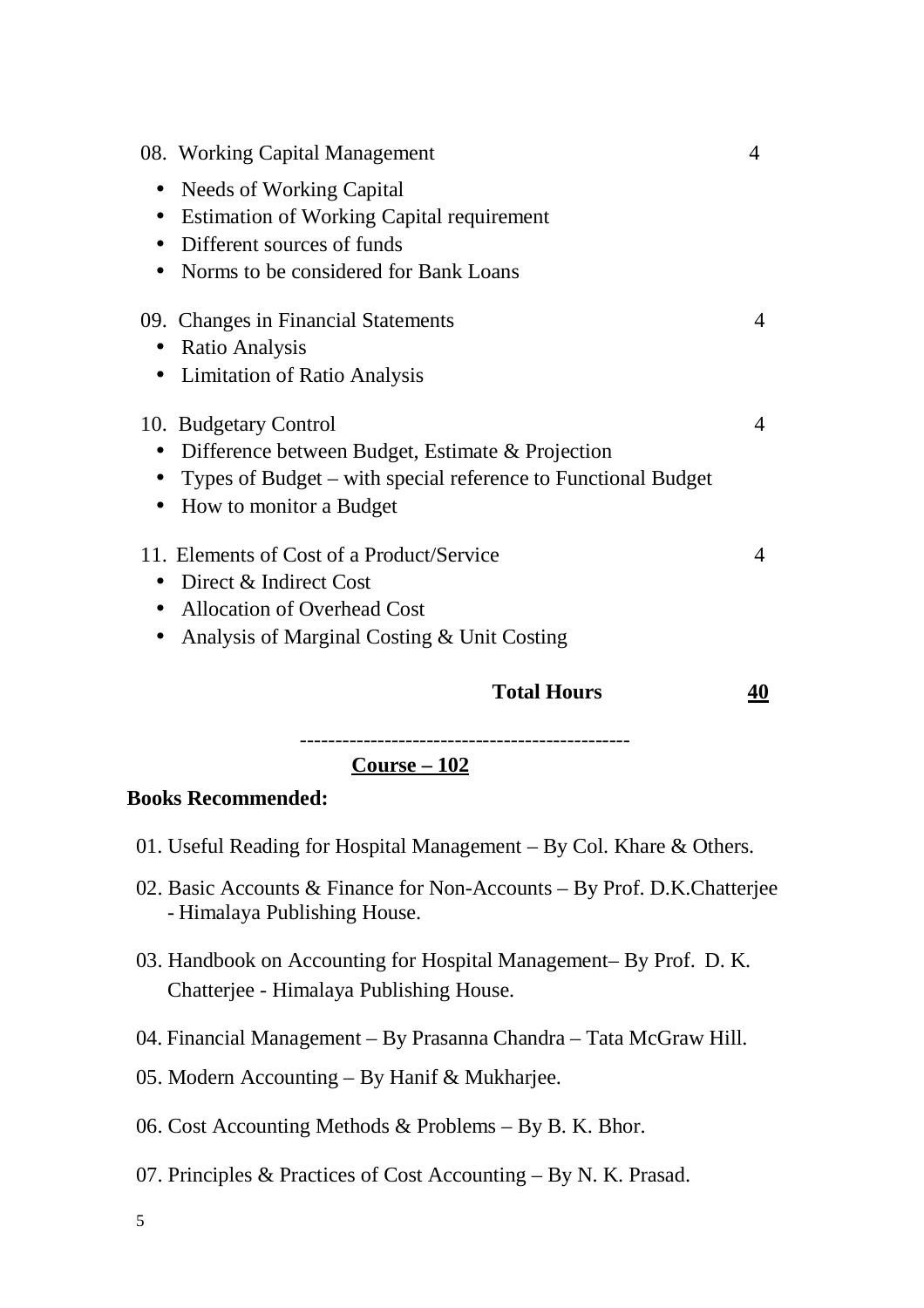08. Working Capital Management 4

- Needs of Working Capital
- Estimation of Working Capital requirement
- Different sources of funds
- Norms to be considered for Bank Loans

09. Changes in Financial Statements 4

- Ratio Analysis
- Limitation of Ratio Analysis

10. Budgetary Control 4

- Difference between Budget, Estimate & Projection
- Types of Budget – with special reference to Functional Budget
- How to monitor a Budget

11. Elements of Cost of a Product/Service 4

- Direct & Indirect Cost
- Allocation of Overhead Cost
- Analysis of Marginal Costing & Unit Costing

**Total Hours** **<u>40</u>**

---

**<u>Course – 102</u>**

**Books Recommended:**

01. Useful Reading for Hospital Management – By Col. Khare & Others.

02. Basic Accounts & Finance for Non-Accounts – By Prof. D.K.Chatterjee - Himalaya Publishing House.

03. Handbook on Accounting for Hospital Management– By Prof. D. K. Chatterjee - Himalaya Publishing House.

04. Financial Management – By Prasanna Chandra – Tata McGraw Hill.

05. Modern Accounting – By Hanif & Mukharjee.

06. Cost Accounting Methods & Problems – By B. K. Bhor.

07. Principles & Practices of Cost Accounting – By N. K. Prasad.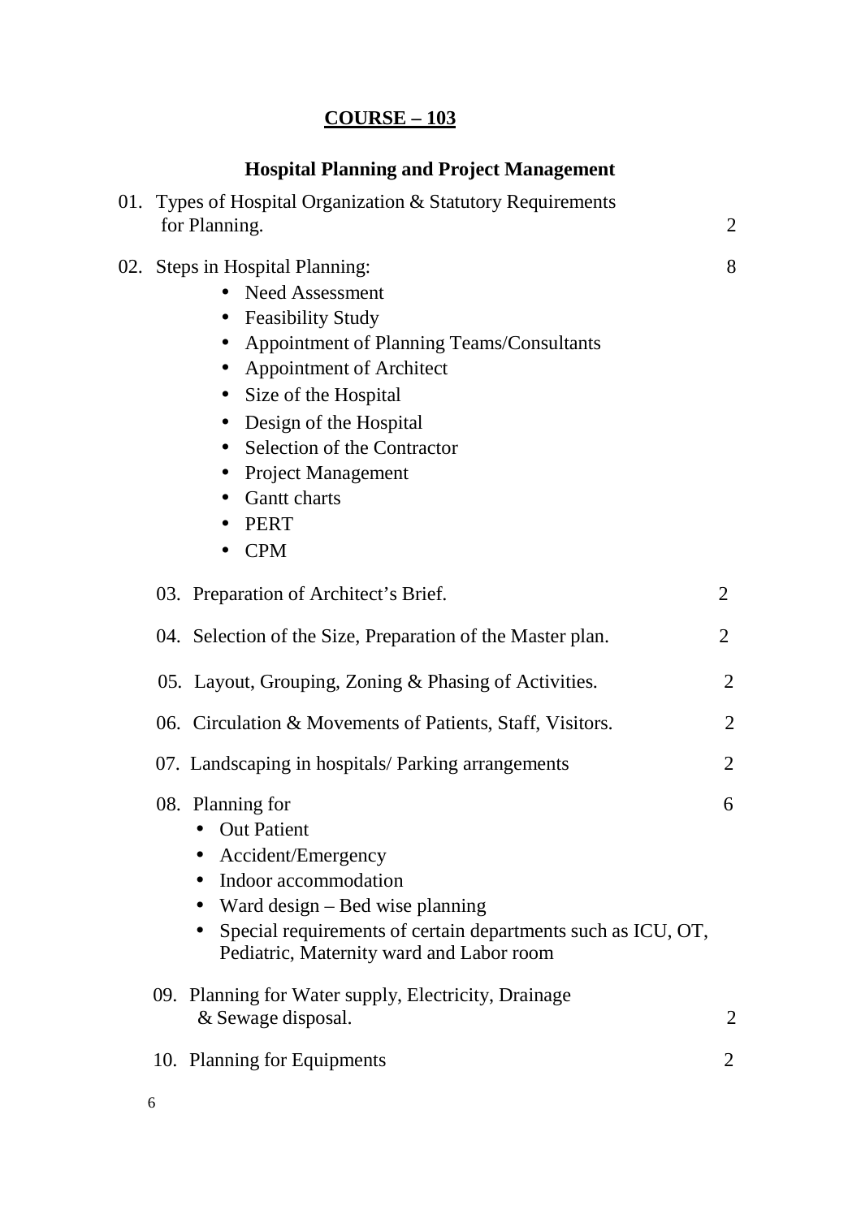## COURSE – 103

### Hospital Planning and Project Management

| Topic | Hours |
|---|---|
| 01. Types of Hospital Organization & Statutory Requirements for Planning. | 2 |
| 02. Steps in Hospital Planning:<br>• Need Assessment<br>• Feasibility Study<br>• Appointment of Planning Teams/Consultants<br>• Appointment of Architect<br>• Size of the Hospital<br>• Design of the Hospital<br>• Selection of the Contractor<br>• Project Management<br>• Gantt charts<br>• PERT<br>• CPM | 8 |
| 03. Preparation of Architect's Brief. | 2 |
| 04. Selection of the Size, Preparation of the Master plan. | 2 |
| 05. Layout, Grouping, Zoning & Phasing of Activities. | 2 |
| 06. Circulation & Movements of Patients, Staff, Visitors. | 2 |
| 07. Landscaping in hospitals/ Parking arrangements | 2 |
| 08. Planning for<br>• Out Patient<br>• Accident/Emergency<br>• Indoor accommodation<br>• Ward design – Bed wise planning<br>• Special requirements of certain departments such as ICU, OT, Pediatric, Maternity ward and Labor room | 6 |
| 09. Planning for Water supply, Electricity, Drainage & Sewage disposal. | 2 |
| 10. Planning for Equipments | 2 |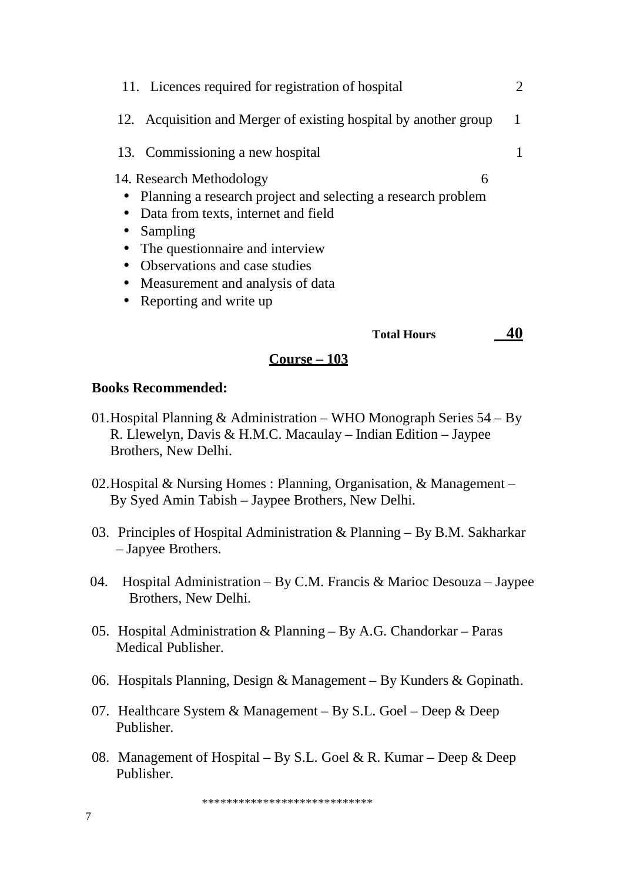11. Licences required for registration of hospital 2

12. Acquisition and Merger of existing hospital by another group 1

13. Commissioning a new hospital 1

14. Research Methodology 6

- Planning a research project and selecting a research problem
- Data from texts, internet and field
- Sampling
- The questionnaire and interview
- Observations and case studies
- Measurement and analysis of data
- Reporting and write up

**Total Hours** **40**

**Course – 103**

**Books Recommended:**

01. Hospital Planning & Administration – WHO Monograph Series 54 – By R. Llewelyn, Davis & H.M.C. Macaulay – Indian Edition – Jaypee Brothers, New Delhi.

02. Hospital & Nursing Homes : Planning, Organisation, & Management – By Syed Amin Tabish – Jaypee Brothers, New Delhi.

03. Principles of Hospital Administration & Planning – By B.M. Sakharkar – Japyee Brothers.

04. Hospital Administration – By C.M. Francis & Marioc Desouza – Jaypee Brothers, New Delhi.

05. Hospital Administration & Planning – By A.G. Chandorkar – Paras Medical Publisher.

06. Hospitals Planning, Design & Management – By Kunders & Gopinath.

07. Healthcare System & Management – By S.L. Goel – Deep & Deep Publisher.

08. Management of Hospital – By S.L. Goel & R. Kumar – Deep & Deep Publisher.

***************************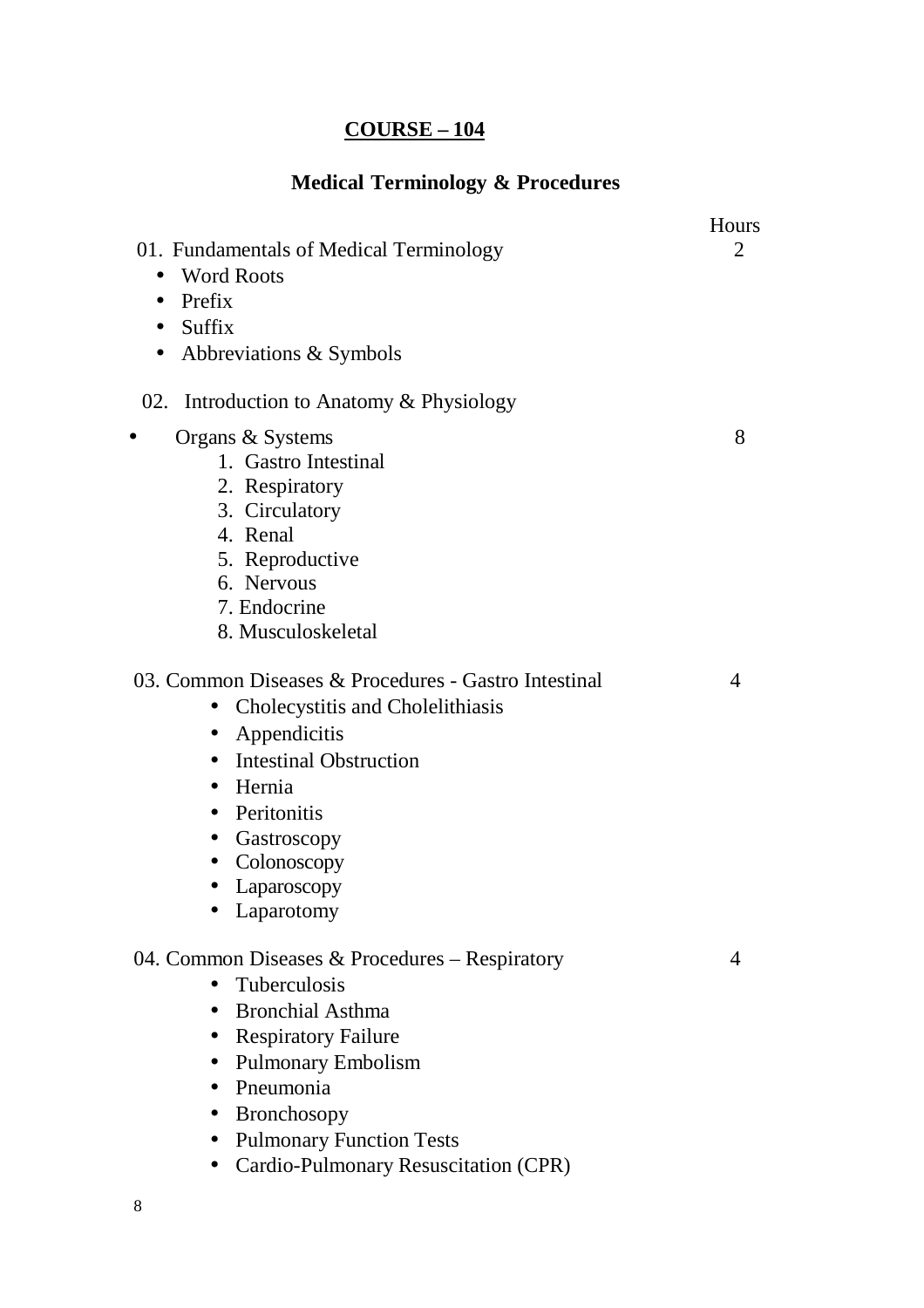**<u>COURSE – 104</u>**

## Medical Terminology & Procedures

| | Hours |
|---|---|
| 01. Fundamentals of Medical Terminology | 2 |

- Word Roots
- Prefix
- Suffix
- Abbreviations & Symbols

02. Introduction to Anatomy & Physiology

- Organs & Systems — 8
  1. Gastro Intestinal
  2. Respiratory
  3. Circulatory
  4. Renal
  5. Reproductive
  6. Nervous
  7. Endocrine
  8. Musculoskeletal

03. Common Diseases & Procedures - Gastro Intestinal — 4

- Cholecystitis and Cholelithiasis
- Appendicitis
- Intestinal Obstruction
- Hernia
- Peritonitis
- Gastroscopy
- Colonoscopy
- Laparoscopy
- Laparotomy

04. Common Diseases & Procedures – Respiratory — 4

- Tuberculosis
- Bronchial Asthma
- Respiratory Failure
- Pulmonary Embolism
- Pneumonia
- Bronchosopy
- Pulmonary Function Tests
- Cardio-Pulmonary Resuscitation (CPR)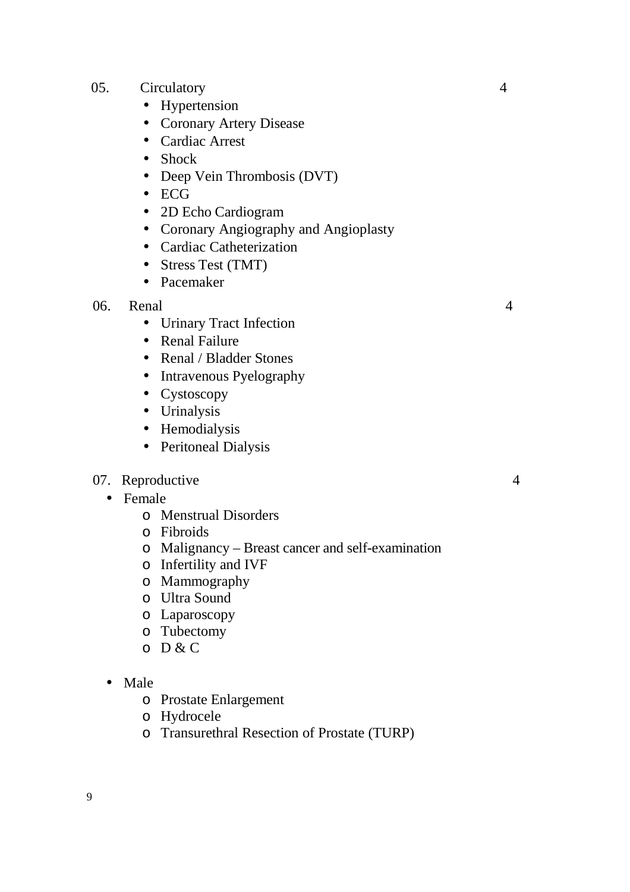05. Circulatory 4

- Hypertension
- Coronary Artery Disease
- Cardiac Arrest
- Shock
- Deep Vein Thrombosis (DVT)
- ECG
- 2D Echo Cardiogram
- Coronary Angiography and Angioplasty
- Cardiac Catheterization
- Stress Test (TMT)
- Pacemaker

06. Renal 4

- Urinary Tract Infection
- Renal Failure
- Renal / Bladder Stones
- Intravenous Pyelography
- Cystoscopy
- Urinalysis
- Hemodialysis
- Peritoneal Dialysis

07. Reproductive 4

- Female
    - Menstrual Disorders
    - Fibroids
    - Malignancy – Breast cancer and self-examination
    - Infertility and IVF
    - Mammography
    - Ultra Sound
    - Laparoscopy
    - Tubectomy
    - D & C
- Male
    - Prostate Enlargement
    - Hydrocele
    - Transurethral Resection of Prostate (TURP)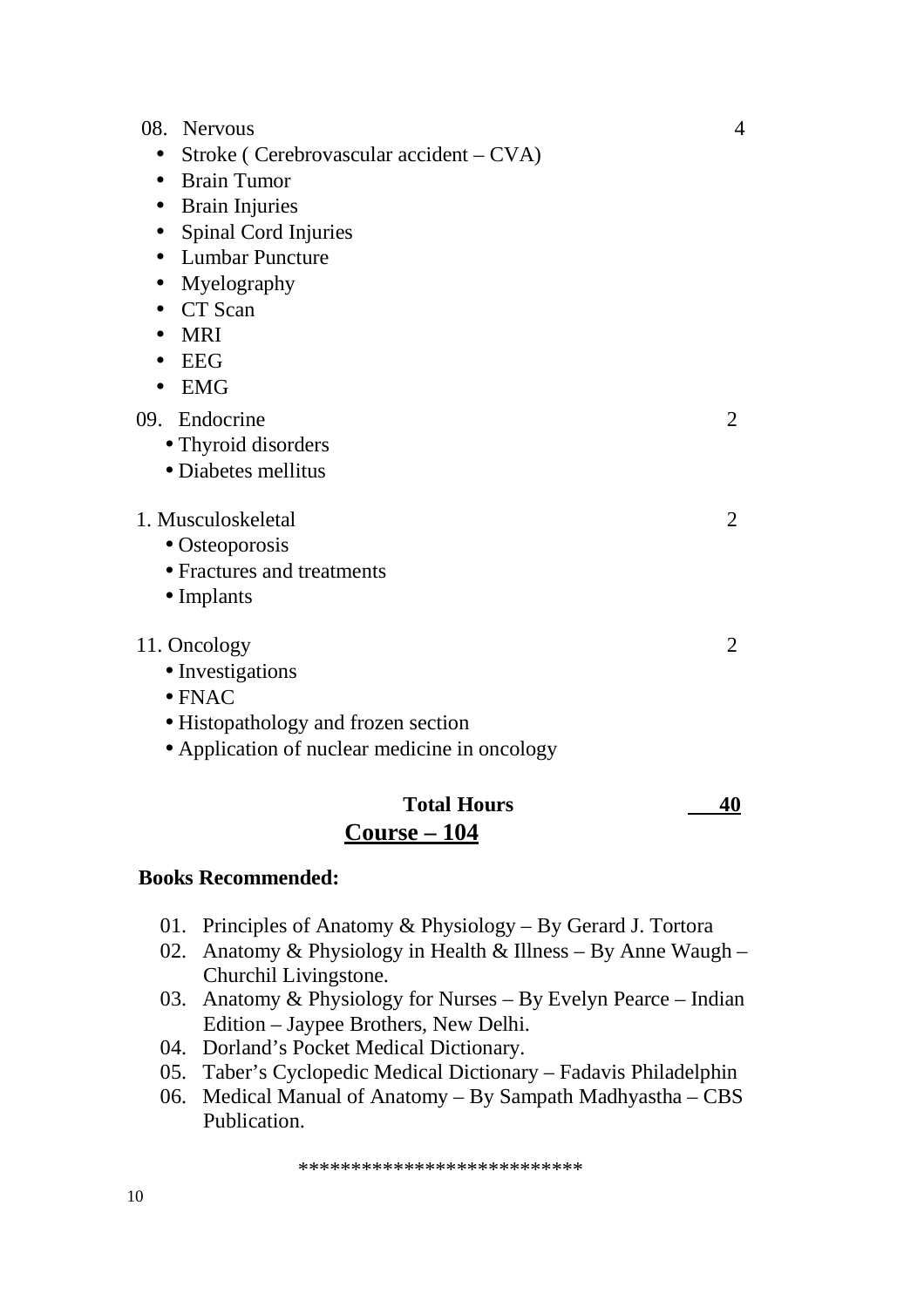08. Nervous 4

- Stroke ( Cerebrovascular accident – CVA)
- Brain Tumor
- Brain Injuries
- Spinal Cord Injuries
- Lumbar Puncture
- Myelography
- CT Scan
- MRI
- EEG
- EMG

09. Endocrine 2

- Thyroid disorders
- Diabetes mellitus

1. Musculoskeletal 2

- Osteoporosis
- Fractures and treatments
- Implants

11. Oncology 2

- Investigations
- FNAC
- Histopathology and frozen section
- Application of nuclear medicine in oncology

**Total Hours** **40**

## Course – 104

**Books Recommended:**

01. Principles of Anatomy & Physiology – By Gerard J. Tortora
02. Anatomy & Physiology in Health & Illness – By Anne Waugh – Churchil Livingstone.
03. Anatomy & Physiology for Nurses – By Evelyn Pearce – Indian Edition – Jaypee Brothers, New Delhi.
04. Dorland's Pocket Medical Dictionary.
05. Taber's Cyclopedic Medical Dictionary – Fadavis Philadelphin
06. Medical Manual of Anatomy – By Sampath Madhyastha – CBS Publication.

***************************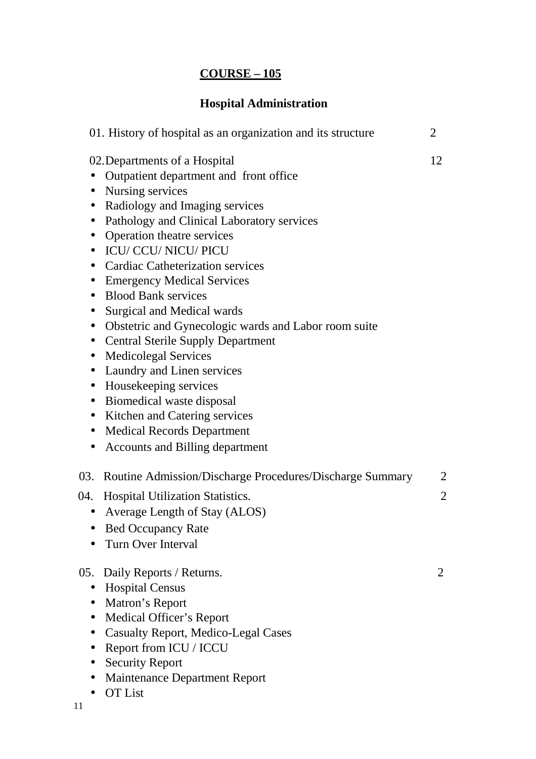## <u>COURSE – 105</u>

### Hospital Administration

01. History of hospital as an organization and its structure 2

02. Departments of a Hospital 12

- Outpatient department and front office
- Nursing services
- Radiology and Imaging services
- Pathology and Clinical Laboratory services
- Operation theatre services
- ICU/ CCU/ NICU/ PICU
- Cardiac Catheterization services
- Emergency Medical Services
- Blood Bank services
- Surgical and Medical wards
- Obstetric and Gynecologic wards and Labor room suite
- Central Sterile Supply Department
- Medicolegal Services
- Laundry and Linen services
- Housekeeping services
- Biomedical waste disposal
- Kitchen and Catering services
- Medical Records Department
- Accounts and Billing department

03. Routine Admission/Discharge Procedures/Discharge Summary 2

04. Hospital Utilization Statistics. 2

- Average Length of Stay (ALOS)
- Bed Occupancy Rate
- Turn Over Interval

05. Daily Reports / Returns. 2

- Hospital Census
- Matron's Report
- Medical Officer's Report
- Casualty Report, Medico-Legal Cases
- Report from ICU / ICCU
- Security Report
- Maintenance Department Report
- OT List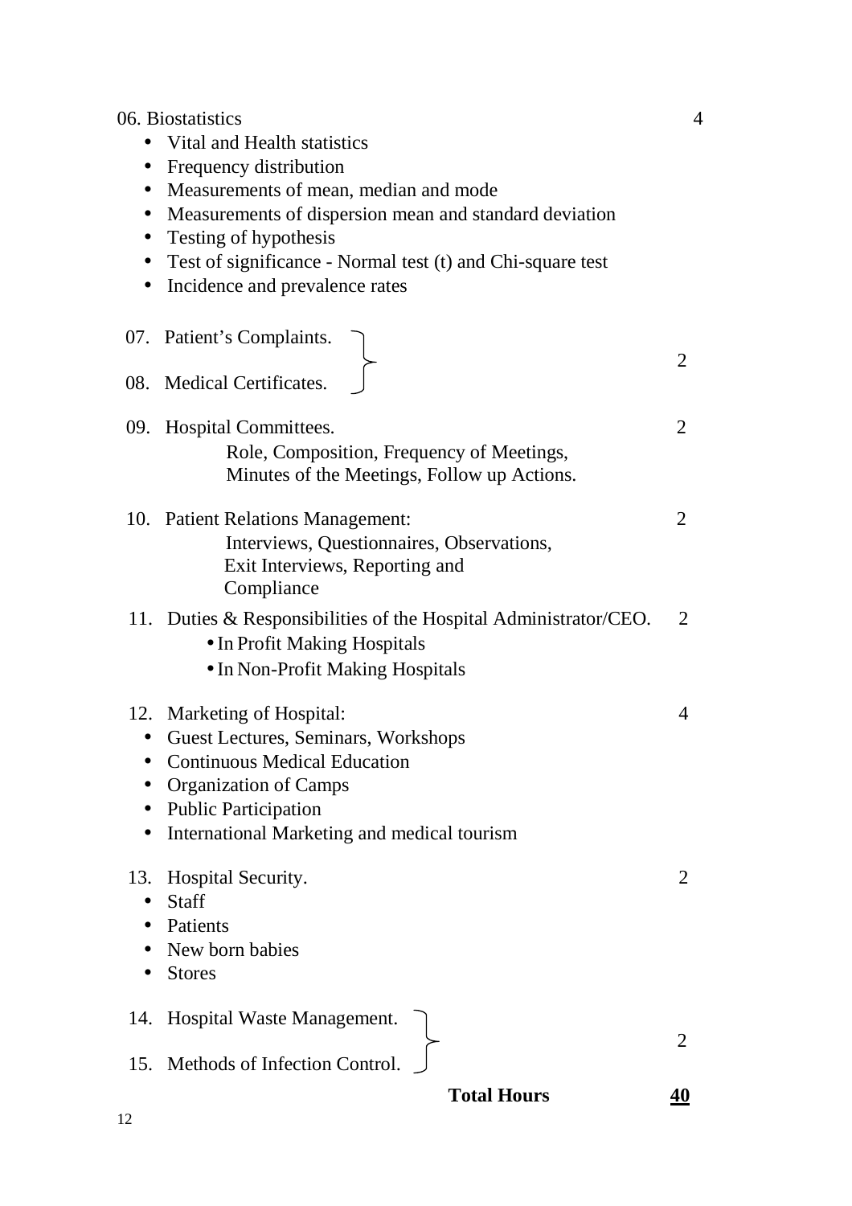| Topic | Hours |
|---|---|
| 06. Biostatistics<br>• Vital and Health statistics<br>• Frequency distribution<br>• Measurements of mean, median and mode<br>• Measurements of dispersion mean and standard deviation<br>• Testing of hypothesis<br>• Test of significance - Normal test (t) and Chi-square test<br>• Incidence and prevalence rates | 4 |
| 07. Patient's Complaints.<br>08. Medical Certificates. | 2 |
| 09. Hospital Committees.<br>Role, Composition, Frequency of Meetings, Minutes of the Meetings, Follow up Actions. | 2 |
| 10. Patient Relations Management:<br>Interviews, Questionnaires, Observations, Exit Interviews, Reporting and Compliance | 2 |
| 11. Duties & Responsibilities of the Hospital Administrator/CEO.<br>• In Profit Making Hospitals<br>• In Non-Profit Making Hospitals | 2 |
| 12. Marketing of Hospital:<br>• Guest Lectures, Seminars, Workshops<br>• Continuous Medical Education<br>• Organization of Camps<br>• Public Participation<br>• International Marketing and medical tourism | 4 |
| 13. Hospital Security.<br>• Staff<br>• Patients<br>• New born babies<br>• Stores | 2 |
| 14. Hospital Waste Management.<br>15. Methods of Infection Control. | 2 |
| **Total Hours** | **40** |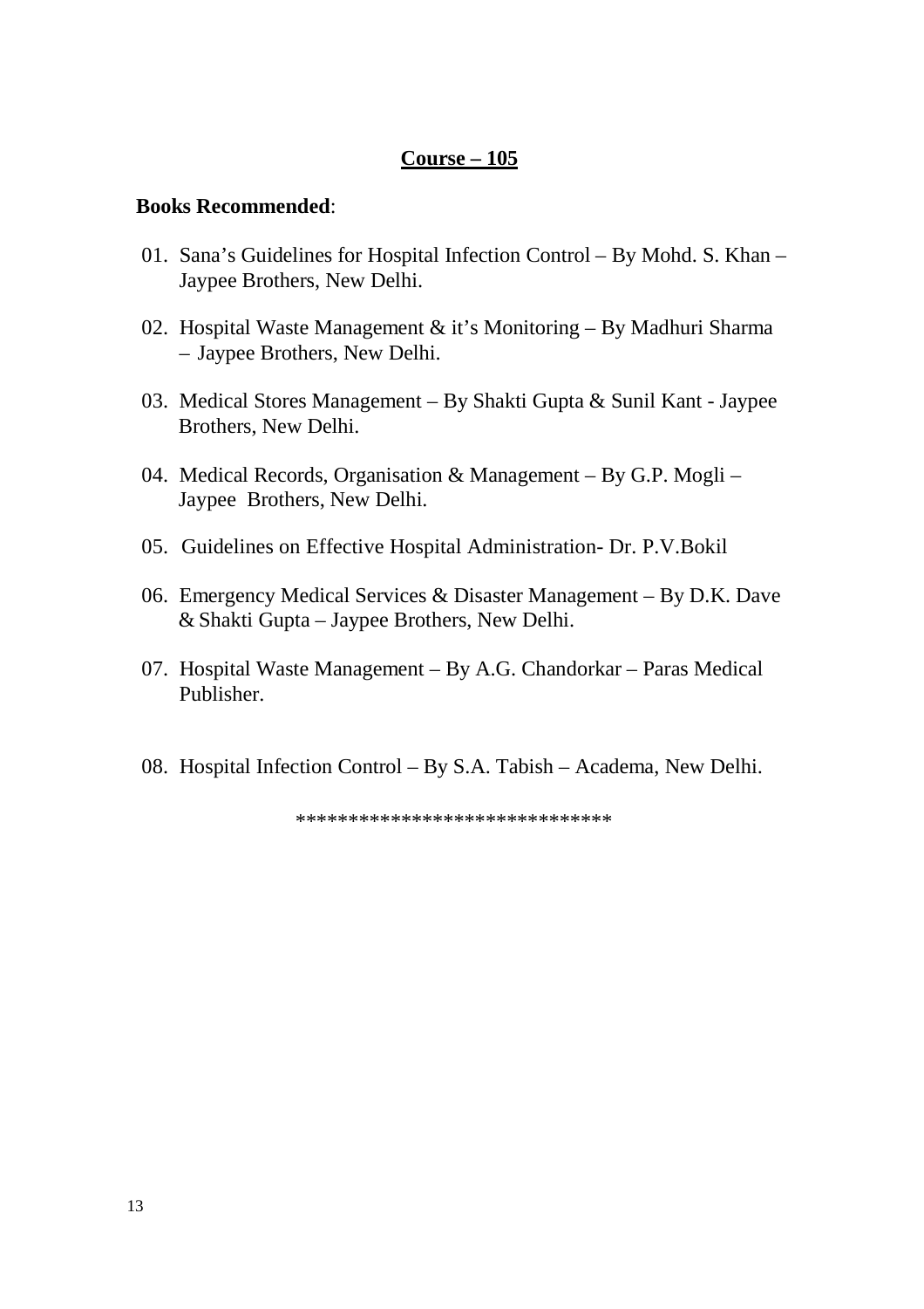## Course – 105

**Books Recommended**:

01. Sana’s Guidelines for Hospital Infection Control – By Mohd. S. Khan – Jaypee Brothers, New Delhi.

02. Hospital Waste Management & it’s Monitoring – By Madhuri Sharma – Jaypee Brothers, New Delhi.

03. Medical Stores Management – By Shakti Gupta & Sunil Kant - Jaypee Brothers, New Delhi.

04. Medical Records, Organisation & Management – By G.P. Mogli – Jaypee Brothers, New Delhi.

05. Guidelines on Effective Hospital Administration- Dr. P.V.Bokil

06. Emergency Medical Services & Disaster Management – By D.K. Dave & Shakti Gupta – Jaypee Brothers, New Delhi.

07. Hospital Waste Management – By A.G. Chandorkar – Paras Medical Publisher.

08. Hospital Infection Control – By S.A. Tabish – Academa, New Delhi.

*****************************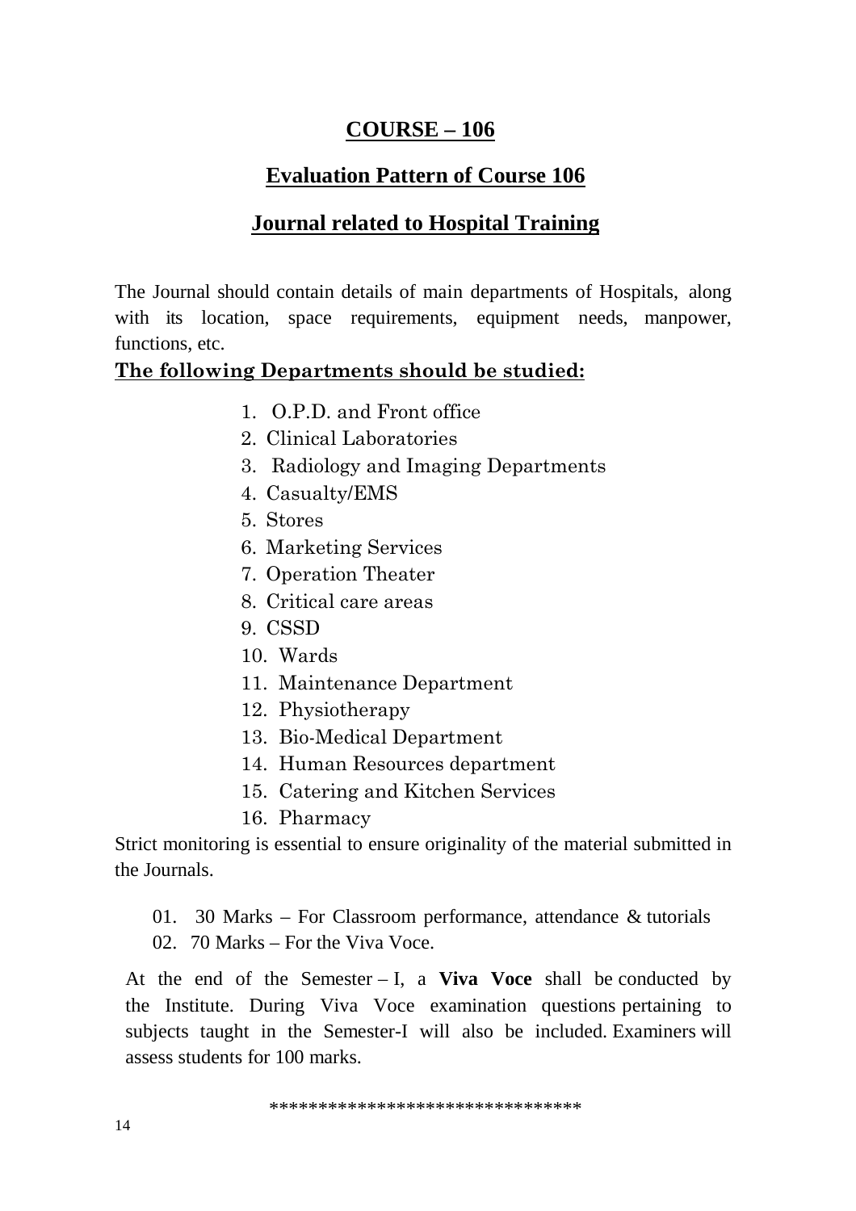# COURSE – 106

## Evaluation Pattern of Course 106

## Journal related to Hospital Training

The Journal should contain details of main departments of Hospitals, along with its location, space requirements, equipment needs, manpower, functions, etc.

**The following Departments should be studied:**

1. O.P.D. and Front office
2. Clinical Laboratories
3. Radiology and Imaging Departments
4. Casualty/EMS
5. Stores
6. Marketing Services
7. Operation Theater
8. Critical care areas
9. CSSD
10. Wards
11. Maintenance Department
12. Physiotherapy
13. Bio-Medical Department
14. Human Resources department
15. Catering and Kitchen Services
16. Pharmacy

Strict monitoring is essential to ensure originality of the material submitted in the Journals.

01. 30 Marks – For Classroom performance, attendance & tutorials
02. 70 Marks – For the Viva Voce.

At the end of the Semester – I, a **Viva Voce** shall be conducted by the Institute. During Viva Voce examination questions pertaining to subjects taught in the Semester-I will also be included. Examiners will assess students for 100 marks.

\*\*\*\*\*\*\*\*\*\*\*\*\*\*\*\*\*\*\*\*\*\*\*\*\*\*\*\*\*\*\*\*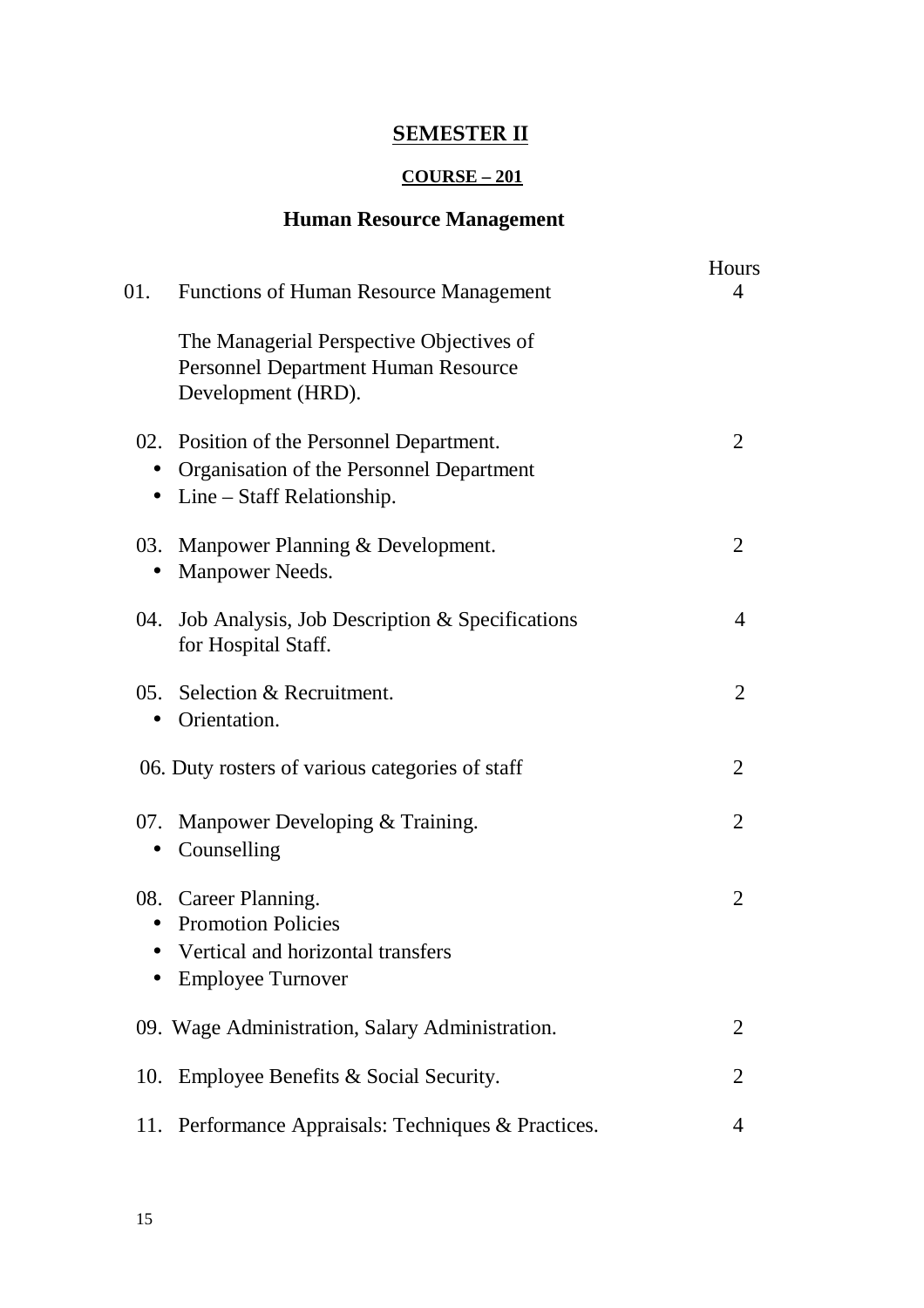## SEMESTER II

### COURSE – 201

### Human Resource Management

| | | Hours |
|---|---|---|
| 01. | Functions of Human Resource Management<br><br>The Managerial Perspective Objectives of Personnel Department Human Resource Development (HRD). | 4 |
| 02. | Position of the Personnel Department.<br>• Organisation of the Personnel Department<br>• Line – Staff Relationship. | 2 |
| 03. | Manpower Planning & Development.<br>• Manpower Needs. | 2 |
| 04. | Job Analysis, Job Description & Specifications for Hospital Staff. | 4 |
| 05. | Selection & Recruitment.<br>• Orientation. | 2 |
| 06. | Duty rosters of various categories of staff | 2 |
| 07. | Manpower Developing & Training.<br>• Counselling | 2 |
| 08. | Career Planning.<br>• Promotion Policies<br>• Vertical and horizontal transfers<br>• Employee Turnover | 2 |
| 09. | Wage Administration, Salary Administration. | 2 |
| 10. | Employee Benefits & Social Security. | 2 |
| 11. | Performance Appraisals: Techniques & Practices. | 4 |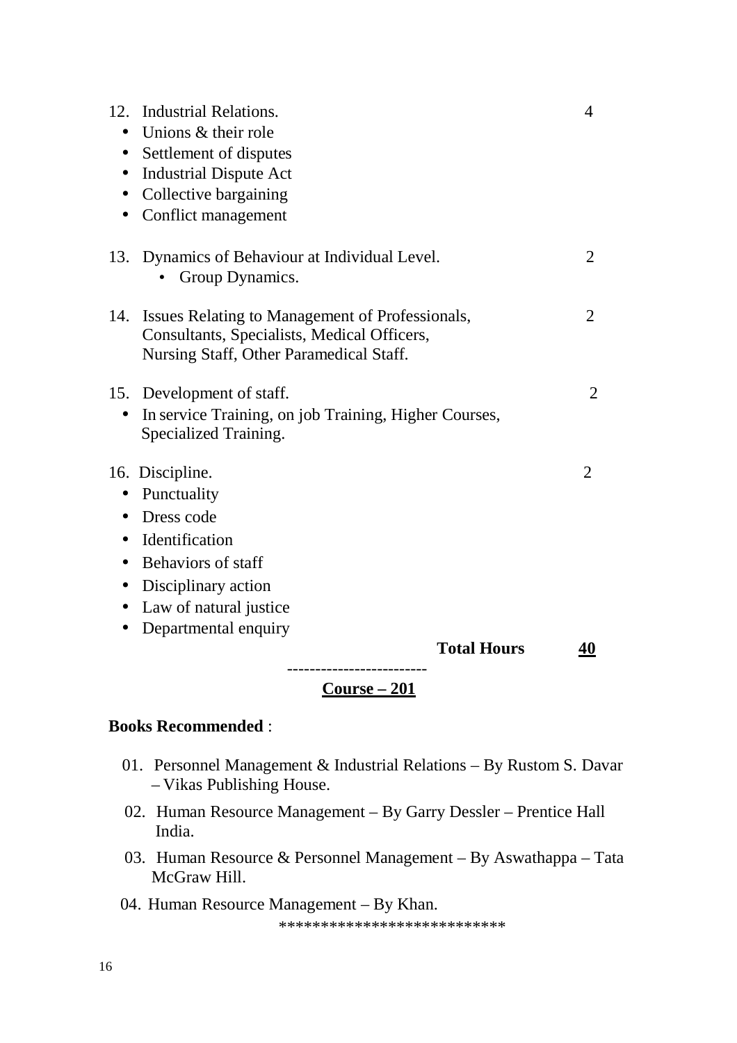12. Industrial Relations. 4
    - Unions & their role
    - Settlement of disputes
    - Industrial Dispute Act
    - Collective bargaining
    - Conflict management

13. Dynamics of Behaviour at Individual Level. 2
    - Group Dynamics.

14. Issues Relating to Management of Professionals, Consultants, Specialists, Medical Officers, Nursing Staff, Other Paramedical Staff. 2

15. Development of staff. 2
    - In service Training, on job Training, Higher Courses, Specialized Training.

16. Discipline. 2
    - Punctuality
    - Dress code
    - Identification
    - Behaviors of staff
    - Disciplinary action
    - Law of natural justice
    - Departmental enquiry

**Total Hours** **<u>40</u>**

------------------------

**<u>Course – 201</u>**

**Books Recommended** :

01. Personnel Management & Industrial Relations – By Rustom S. Davar – Vikas Publishing House.
02. Human Resource Management – By Garry Dessler – Prentice Hall India.
03. Human Resource & Personnel Management – By Aswathappa – Tata McGraw Hill.
04. Human Resource Management – By Khan.

**************************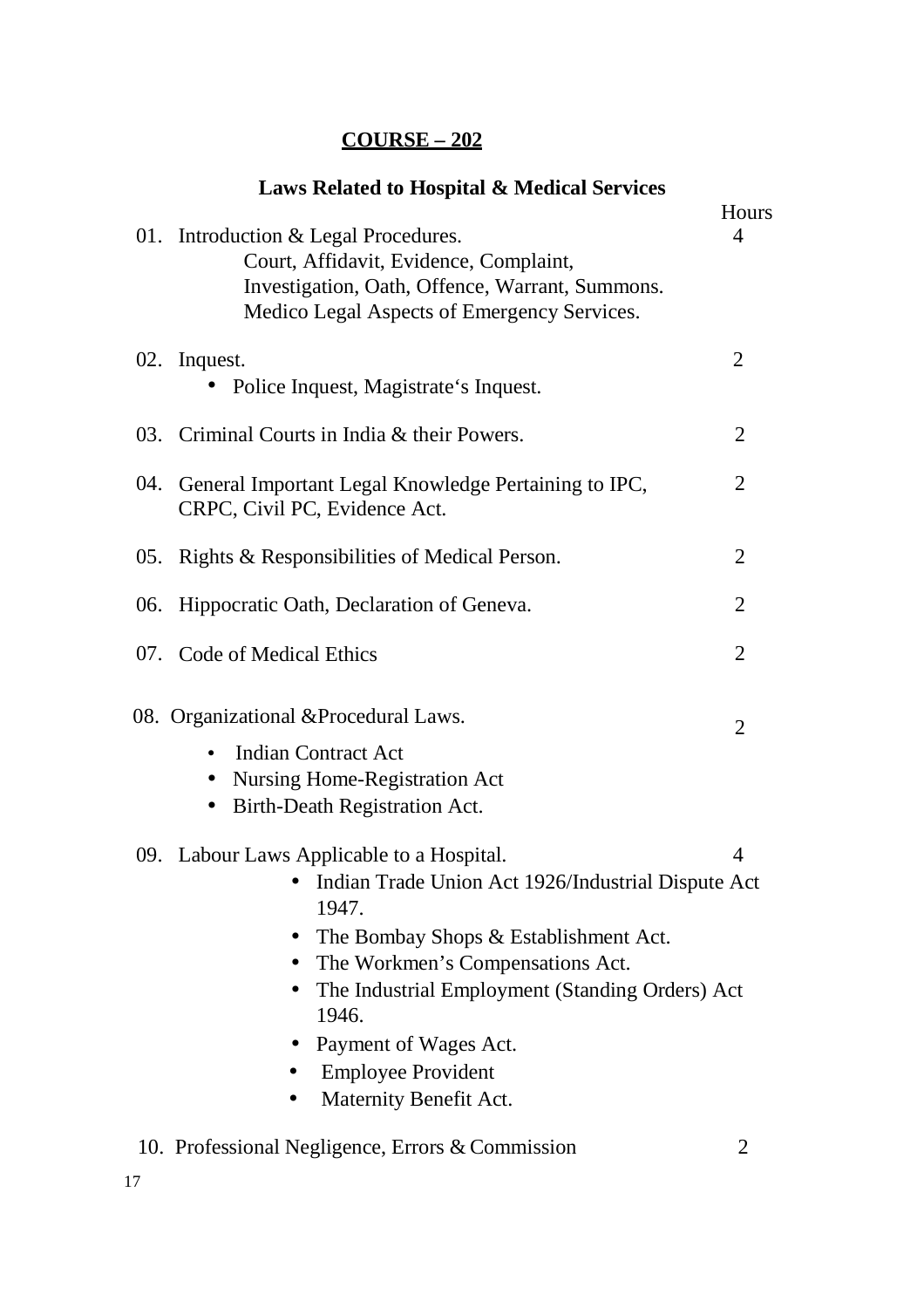## COURSE – 202

### Laws Related to Hospital & Medical Services

| | | Hours |
|---|---|---|
| 01. | Introduction & Legal Procedures.<br>Court, Affidavit, Evidence, Complaint,<br>Investigation, Oath, Offence, Warrant, Summons.<br>Medico Legal Aspects of Emergency Services. | 4 |
| 02. | Inquest.<br>• Police Inquest, Magistrate's Inquest. | 2 |
| 03. | Criminal Courts in India & their Powers. | 2 |
| 04. | General Important Legal Knowledge Pertaining to IPC, CRPC, Civil PC, Evidence Act. | 2 |
| 05. | Rights & Responsibilities of Medical Person. | 2 |
| 06. | Hippocratic Oath, Declaration of Geneva. | 2 |
| 07. | Code of Medical Ethics | 2 |
| 08. | Organizational &Procedural Laws.<br>• Indian Contract Act<br>• Nursing Home-Registration Act<br>• Birth-Death Registration Act. | 2 |
| 09. | Labour Laws Applicable to a Hospital.<br>• Indian Trade Union Act 1926/Industrial Dispute Act 1947.<br>• The Bombay Shops & Establishment Act.<br>• The Workmen's Compensations Act.<br>• The Industrial Employment (Standing Orders) Act 1946.<br>• Payment of Wages Act.<br>• Employee Provident<br>• Maternity Benefit Act. | 4 |
| 10. | Professional Negligence, Errors & Commission | 2 |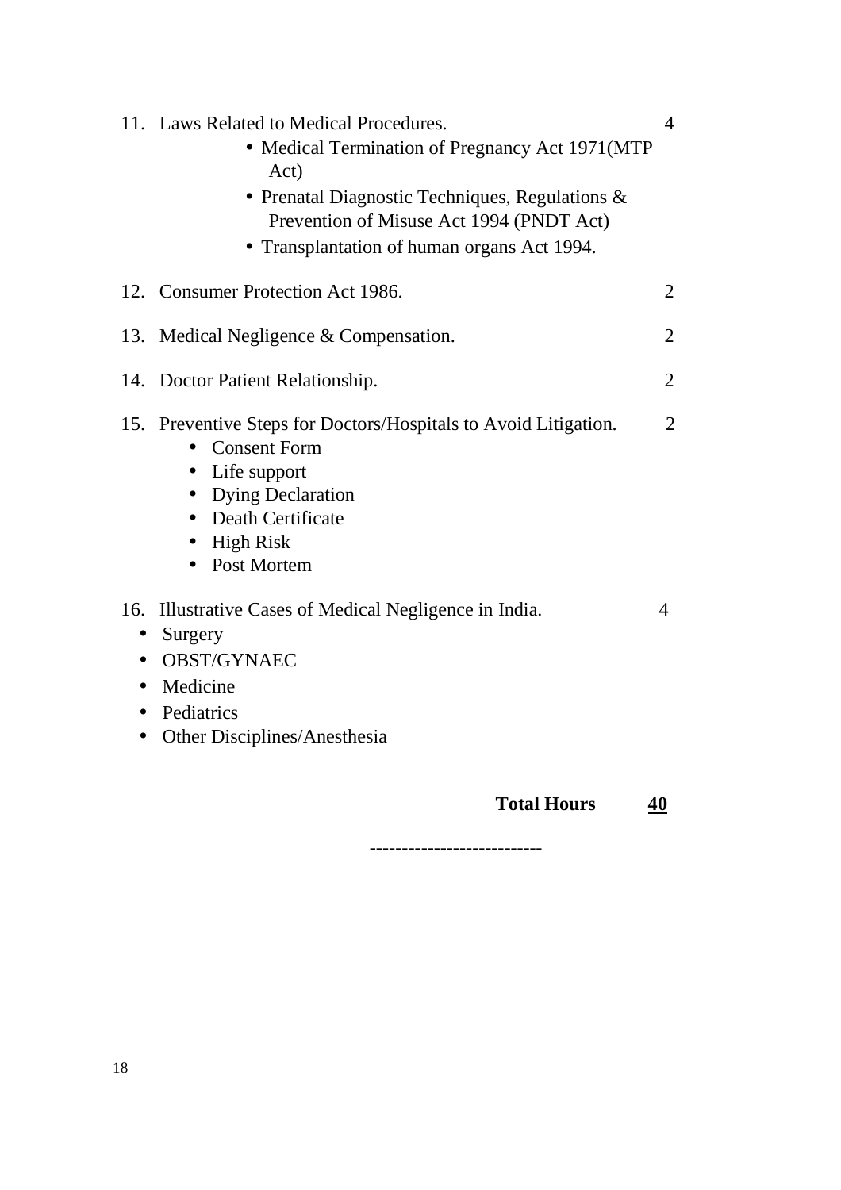11. Laws Related to Medical Procedures. 4
    - Medical Termination of Pregnancy Act 1971(MTP Act)
    - Prenatal Diagnostic Techniques, Regulations & Prevention of Misuse Act 1994 (PNDT Act)
    - Transplantation of human organs Act 1994.

12. Consumer Protection Act 1986. 2

13. Medical Negligence & Compensation. 2

14. Doctor Patient Relationship. 2

15. Preventive Steps for Doctors/Hospitals to Avoid Litigation. 2
    - Consent Form
    - Life support
    - Dying Declaration
    - Death Certificate
    - High Risk
    - Post Mortem

16. Illustrative Cases of Medical Negligence in India. 4
    - Surgery
    - OBST/GYNAEC
    - Medicine
    - Pediatrics
    - Other Disciplines/Anesthesia

**Total Hours** **<u>40</u>**

---------------------------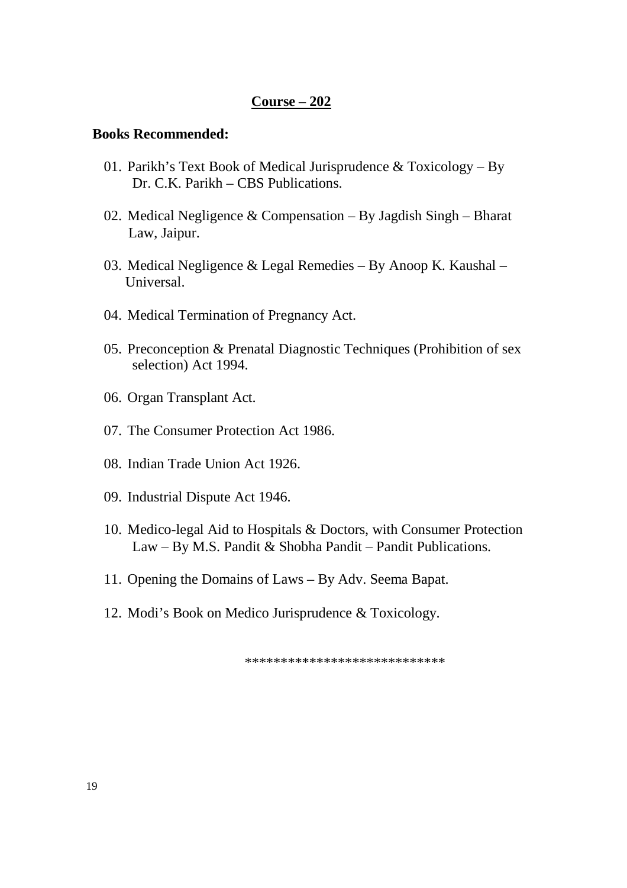## Course – 202

**Books Recommended:**

01. Parikh's Text Book of Medical Jurisprudence & Toxicology – By Dr. C.K. Parikh – CBS Publications.

02. Medical Negligence & Compensation – By Jagdish Singh – Bharat Law, Jaipur.

03. Medical Negligence & Legal Remedies – By Anoop K. Kaushal – Universal.

04. Medical Termination of Pregnancy Act.

05. Preconception & Prenatal Diagnostic Techniques (Prohibition of sex selection) Act 1994.

06. Organ Transplant Act.

07. The Consumer Protection Act 1986.

08. Indian Trade Union Act 1926.

09. Industrial Dispute Act 1946.

10. Medico-legal Aid to Hospitals & Doctors, with Consumer Protection Law – By M.S. Pandit & Shobha Pandit – Pandit Publications.

11. Opening the Domains of Laws – By Adv. Seema Bapat.

12. Modi's Book on Medico Jurisprudence & Toxicology.

****************************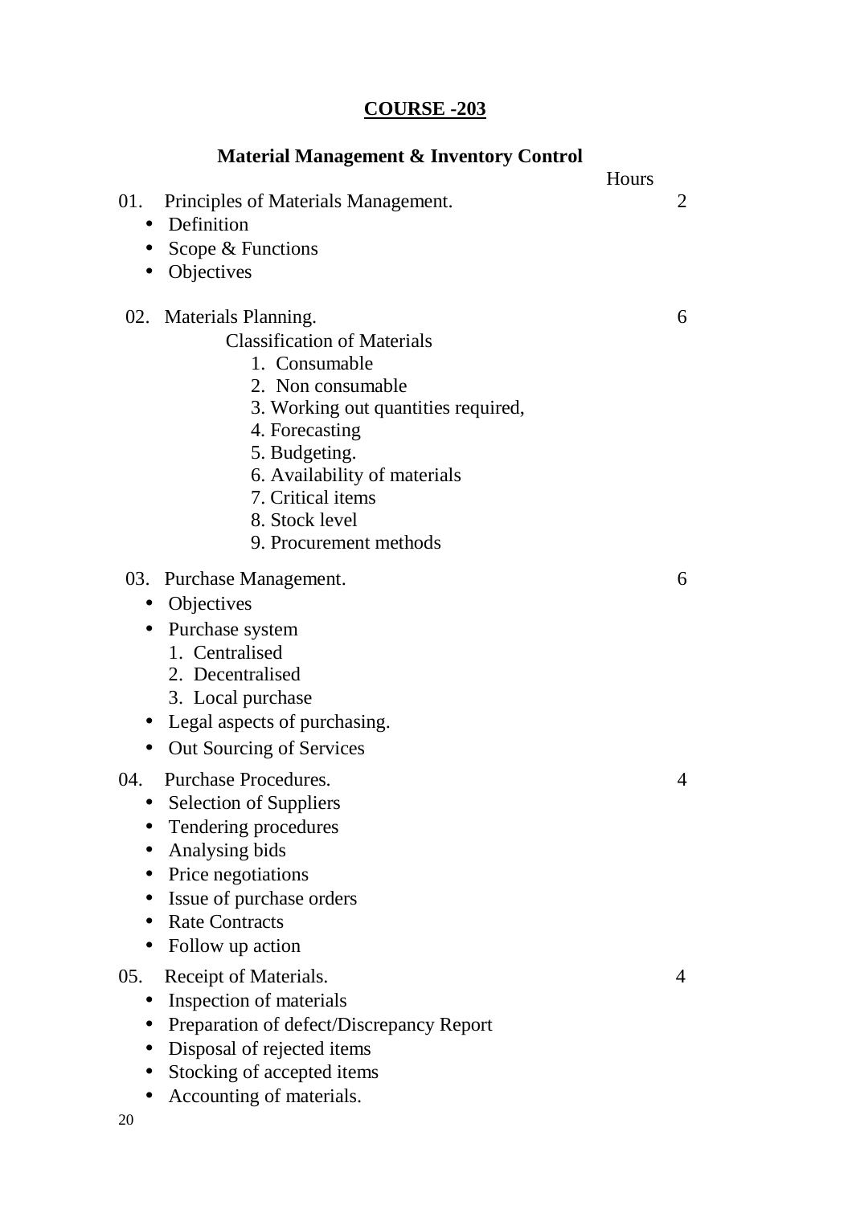## COURSE -203

### Material Management & Inventory Control

| | | Hours |
|---|---|---|
| 01. | Principles of Materials Management. | 2 |
| 02. | Materials Planning. | 6 |
| 03. | Purchase Management. | 6 |
| 04. | Purchase Procedures. | 4 |
| 05. | Receipt of Materials. | 4 |

**01. Principles of Materials Management.** — 2 Hours

- Definition
- Scope & Functions
- Objectives

**02. Materials Planning.** — 6 Hours

Classification of Materials

1. Consumable
2. Non consumable
3. Working out quantities required,
4. Forecasting
5. Budgeting.
6. Availability of materials
7. Critical items
8. Stock level
9. Procurement methods

**03. Purchase Management.** — 6 Hours

- Objectives
- Purchase system
  1. Centralised
  2. Decentralised
  3. Local purchase
- Legal aspects of purchasing.
- Out Sourcing of Services

**04. Purchase Procedures.** — 4 Hours

- Selection of Suppliers
- Tendering procedures
- Analysing bids
- Price negotiations
- Issue of purchase orders
- Rate Contracts
- Follow up action

**05. Receipt of Materials.** — 4 Hours

- Inspection of materials
- Preparation of defect/Discrepancy Report
- Disposal of rejected items
- Stocking of accepted items
- Accounting of materials.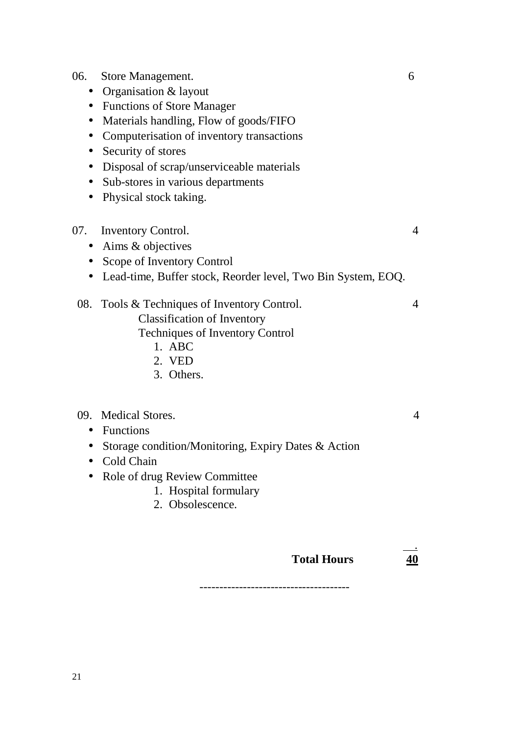06. Store Management. 6

- Organisation & layout
- Functions of Store Manager
- Materials handling, Flow of goods/FIFO
- Computerisation of inventory transactions
- Security of stores
- Disposal of scrap/unserviceable materials
- Sub-stores in various departments
- Physical stock taking.

07. Inventory Control. 4

- Aims & objectives
- Scope of Inventory Control
- Lead-time, Buffer stock, Reorder level, Two Bin System, EOQ.

08. Tools & Techniques of Inventory Control. 4

Classification of Inventory

Techniques of Inventory Control

1. ABC
2. VED
3. Others.

09. Medical Stores. 4

- Functions
- Storage condition/Monitoring, Expiry Dates & Action
- Cold Chain
- Role of drug Review Committee
  1. Hospital formulary
  2. Obsolescence.

**Total Hours** **40**

-------------------------------------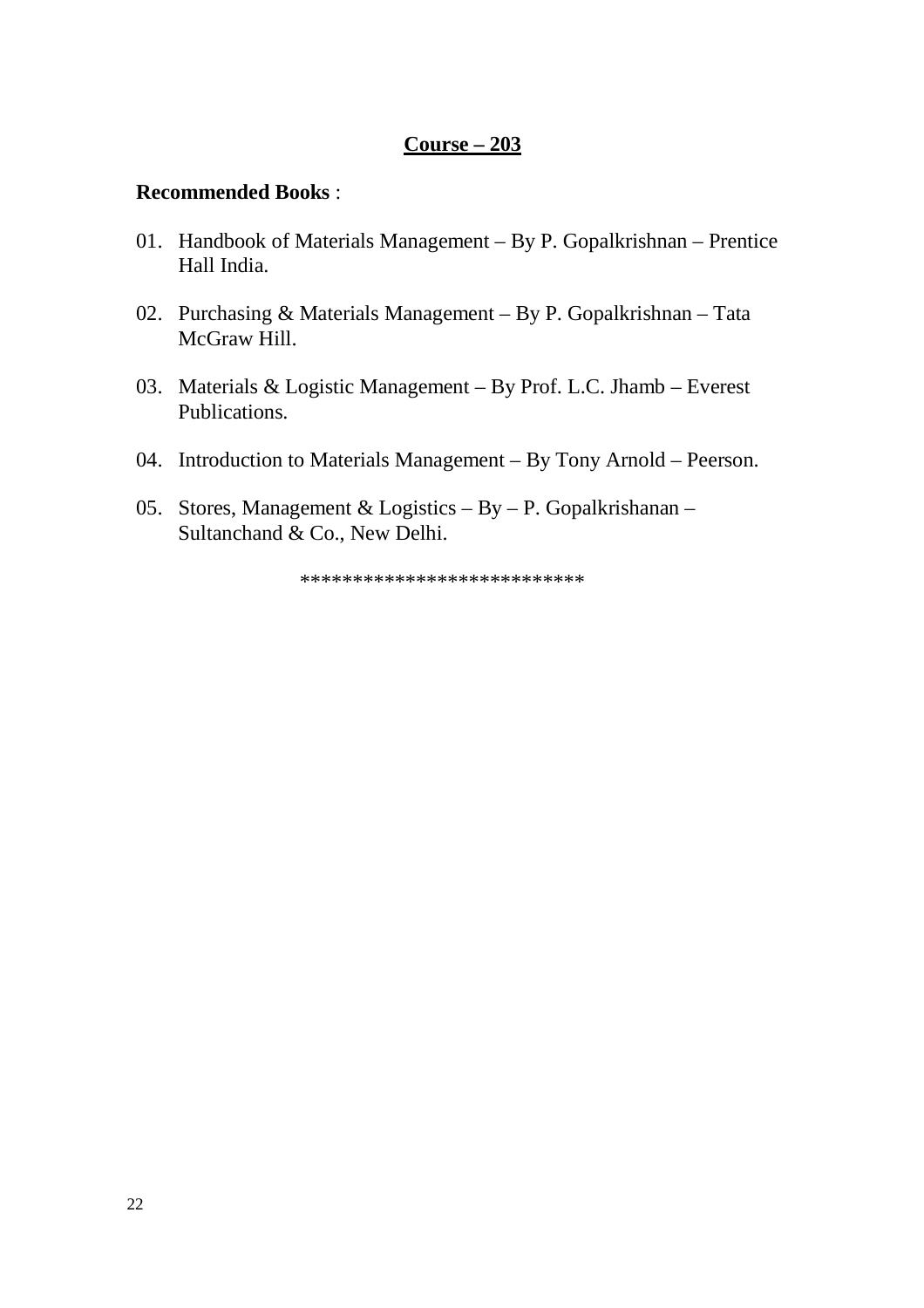## Course – 203

**Recommended Books** :

01. Handbook of Materials Management – By P. Gopalkrishnan – Prentice Hall India.

02. Purchasing & Materials Management – By P. Gopalkrishnan – Tata McGraw Hill.

03. Materials & Logistic Management – By Prof. L.C. Jhamb – Everest Publications.

04. Introduction to Materials Management – By Tony Arnold – Peerson.

05. Stores, Management & Logistics – By – P. Gopalkrishanan – Sultanchand & Co., New Delhi.

**************************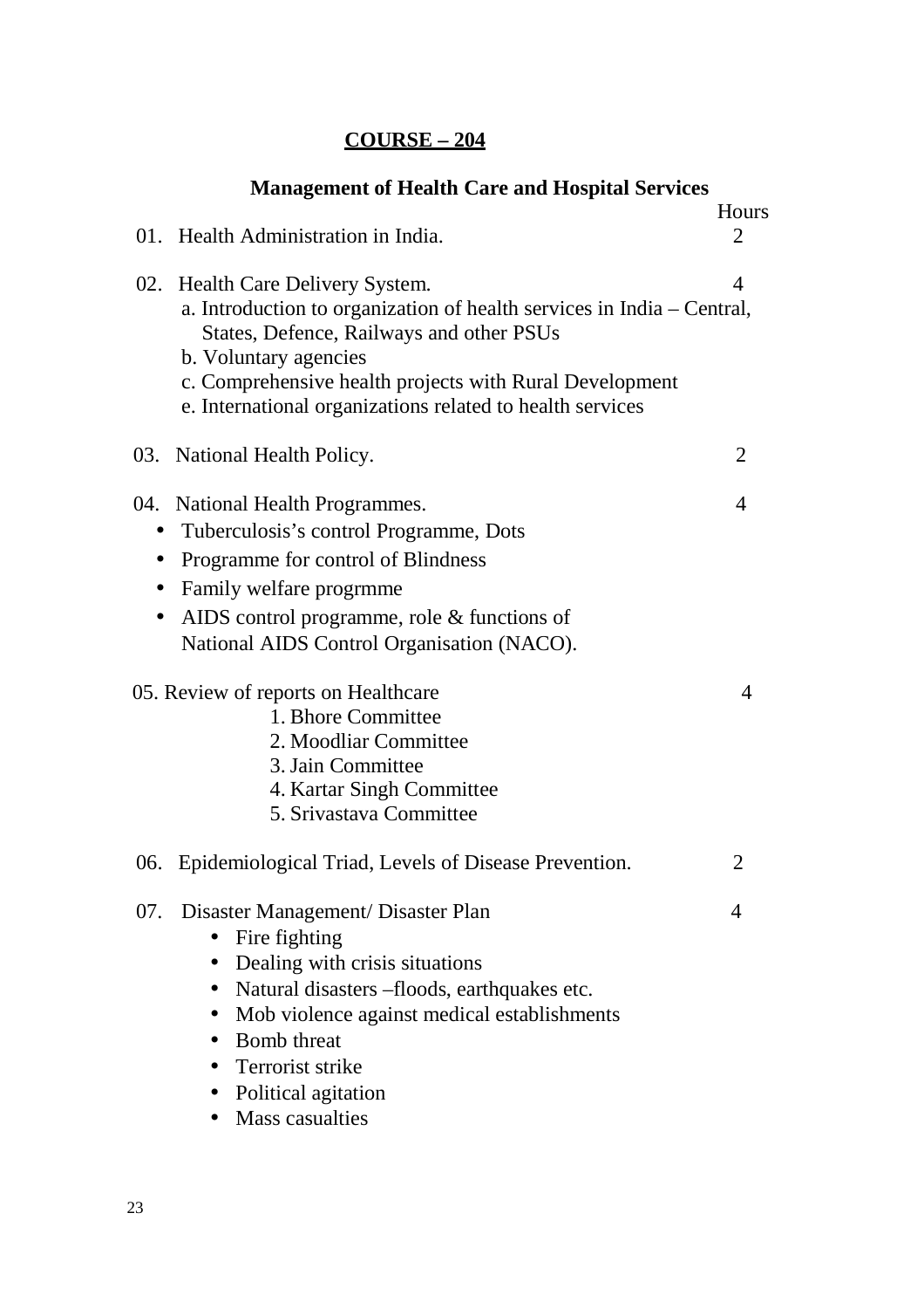## COURSE – 204

### Management of Health Care and Hospital Services

| | Topic | Hours |
|---|---|---|
| 01. | Health Administration in India. | 2 |
| 02. | Health Care Delivery System. | 4 |
| 03. | National Health Policy. | 2 |
| 04. | National Health Programmes. | 4 |
| 05. | Review of reports on Healthcare | 4 |
| 06. | Epidemiological Triad, Levels of Disease Prevention. | 2 |
| 07. | Disaster Management/ Disaster Plan | 4 |

01. Health Administration in India. — 2

02. Health Care Delivery System. — 4
   - a. Introduction to organization of health services in India – Central, States, Defence, Railways and other PSUs
   - b. Voluntary agencies
   - c. Comprehensive health projects with Rural Development
   - e. International organizations related to health services

03. National Health Policy. — 2

04. National Health Programmes. — 4
   - Tuberculosis's control Programme, Dots
   - Programme for control of Blindness
   - Family welfare progrmme
   - AIDS control programme, role & functions of National AIDS Control Organisation (NACO).

05. Review of reports on Healthcare — 4
   1. Bhore Committee
   2. Moodliar Committee
   3. Jain Committee
   4. Kartar Singh Committee
   5. Srivastava Committee

06. Epidemiological Triad, Levels of Disease Prevention. — 2

07. Disaster Management/ Disaster Plan — 4
   - Fire fighting
   - Dealing with crisis situations
   - Natural disasters –floods, earthquakes etc.
   - Mob violence against medical establishments
   - Bomb threat
   - Terrorist strike
   - Political agitation
   - Mass casualties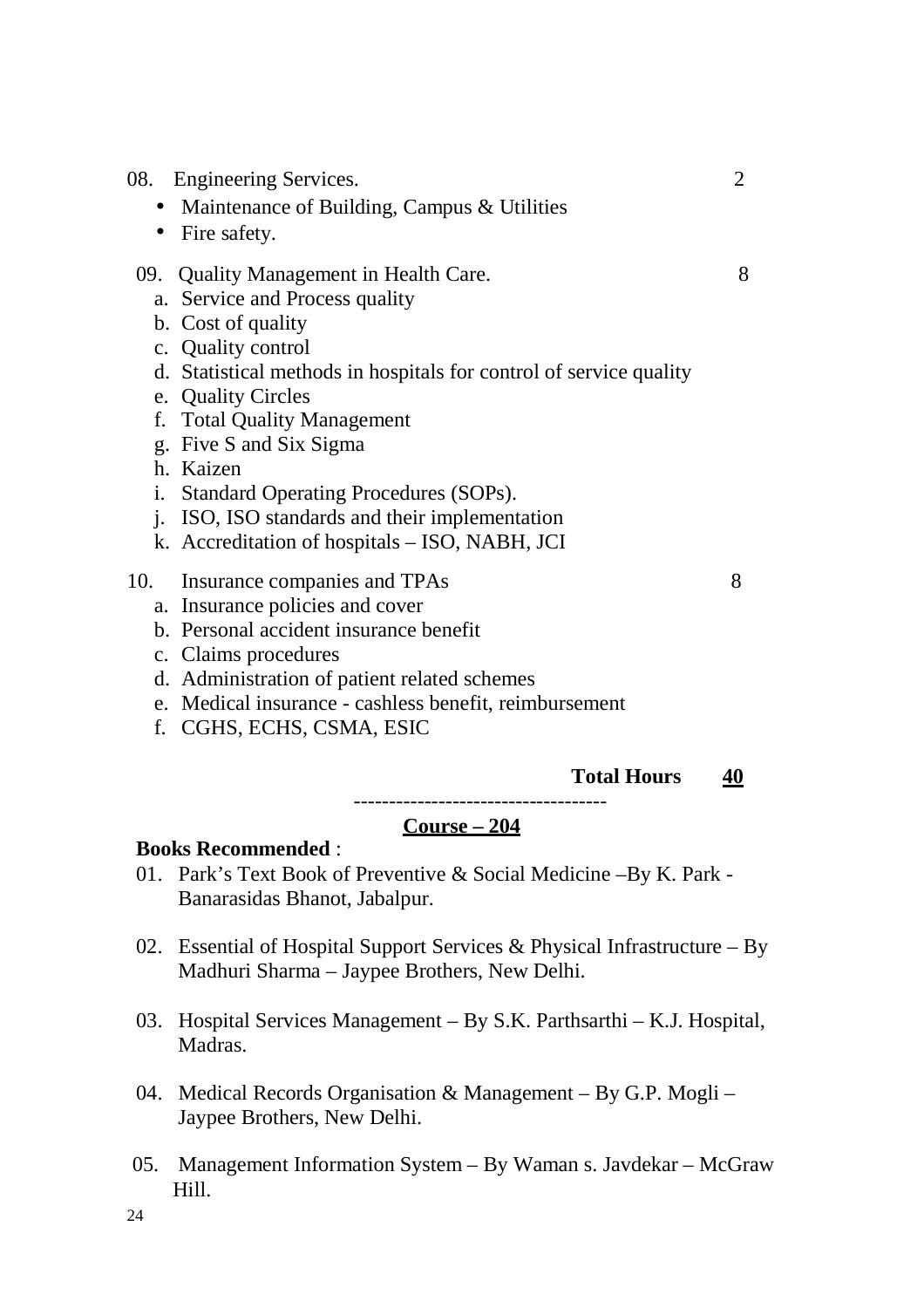08. Engineering Services. 2

- Maintenance of Building, Campus & Utilities
- Fire safety.

09. Quality Management in Health Care. 8

a. Service and Process quality
b. Cost of quality
c. Quality control
d. Statistical methods in hospitals for control of service quality
e. Quality Circles
f. Total Quality Management
g. Five S and Six Sigma
h. Kaizen
i. Standard Operating Procedures (SOPs).
j. ISO, ISO standards and their implementation
k. Accreditation of hospitals – ISO, NABH, JCI

10. Insurance companies and TPAs 8

a. Insurance policies and cover
b. Personal accident insurance benefit
c. Claims procedures
d. Administration of patient related schemes
e. Medical insurance - cashless benefit, reimbursement
f. CGHS, ECHS, CSMA, ESIC

**Total Hours** **<u>40</u>**

------------------------------------

**<u>Course – 204</u>**

**Books Recommended** :

01. Park's Text Book of Preventive & Social Medicine –By K. Park - Banarasidas Bhanot, Jabalpur.

02. Essential of Hospital Support Services & Physical Infrastructure – By Madhuri Sharma – Jaypee Brothers, New Delhi.

03. Hospital Services Management – By S.K. Parthsarthi – K.J. Hospital, Madras.

04. Medical Records Organisation & Management – By G.P. Mogli – Jaypee Brothers, New Delhi.

05. Management Information System – By Waman s. Javdekar – McGraw Hill.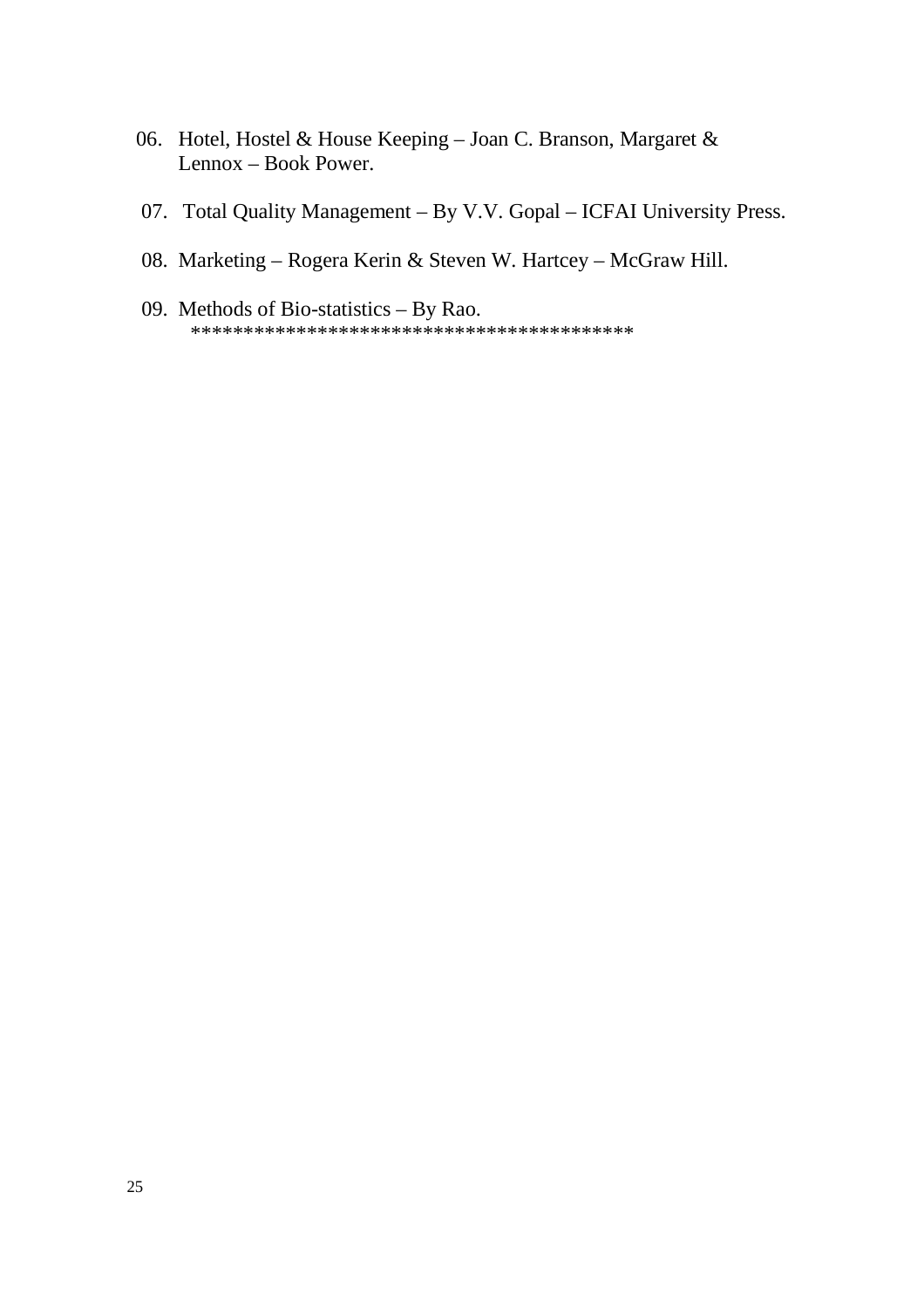06. Hotel, Hostel & House Keeping – Joan C. Branson, Margaret & Lennox – Book Power.

07. Total Quality Management – By V.V. Gopal – ICFAI University Press.

08. Marketing – Rogera Kerin & Steven W. Hartcey – McGraw Hill.

09. Methods of Bio-statistics – By Rao.

*****************************************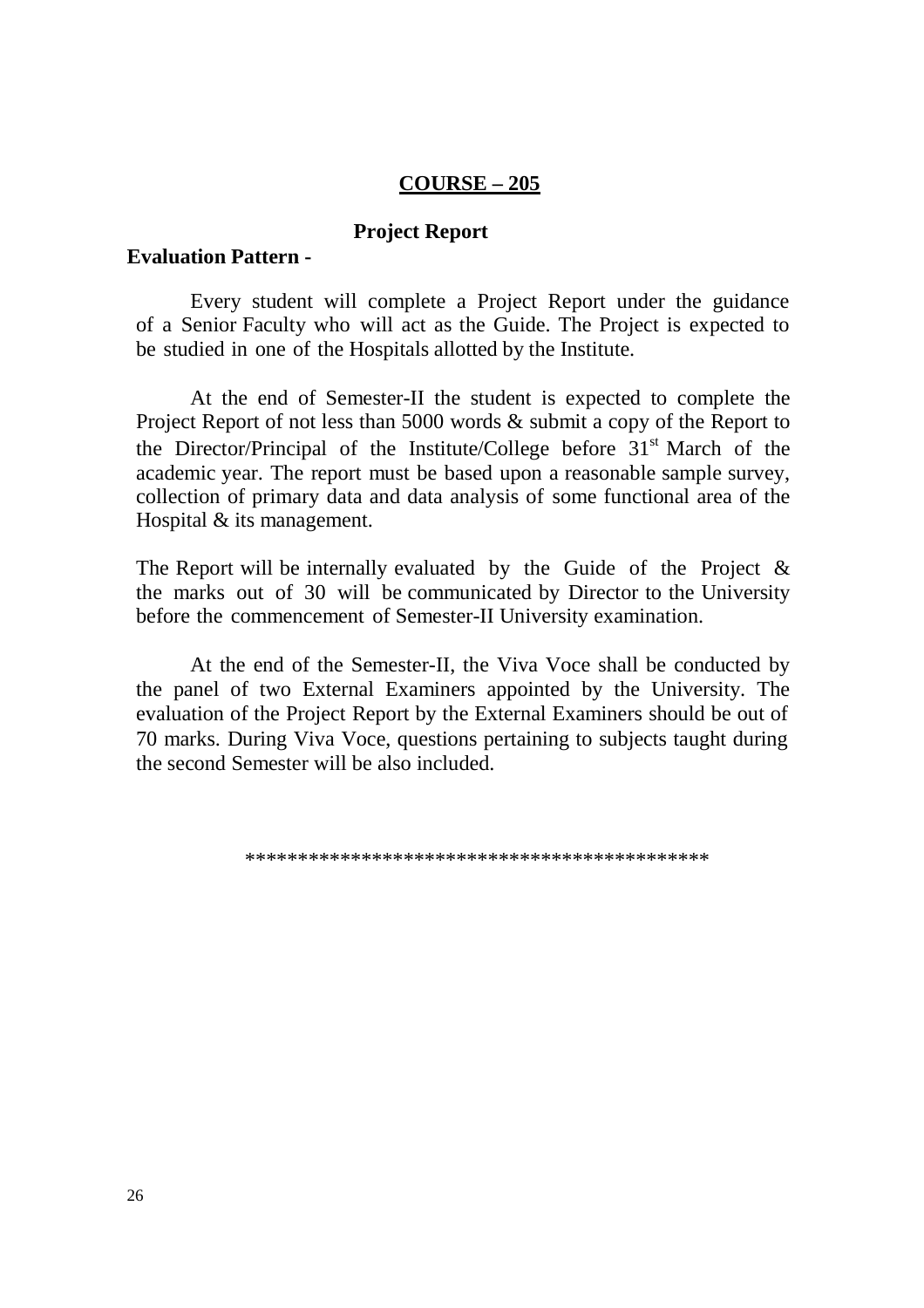## COURSE – 205

### Project Report

**Evaluation Pattern -**

Every student will complete a Project Report under the guidance of a Senior Faculty who will act as the Guide. The Project is expected to be studied in one of the Hospitals allotted by the Institute.

At the end of Semester-II the student is expected to complete the Project Report of not less than 5000 words & submit a copy of the Report to the Director/Principal of the Institute/College before 31st March of the academic year. The report must be based upon a reasonable sample survey, collection of primary data and data analysis of some functional area of the Hospital & its management.

The Report will be internally evaluated by the Guide of the Project & the marks out of 30 will be communicated by Director to the University before the commencement of Semester-II University examination.

At the end of the Semester-II, the Viva Voce shall be conducted by the panel of two External Examiners appointed by the University. The evaluation of the Project Report by the External Examiners should be out of 70 marks. During Viva Voce, questions pertaining to subjects taught during the second Semester will be also included.

*******************************************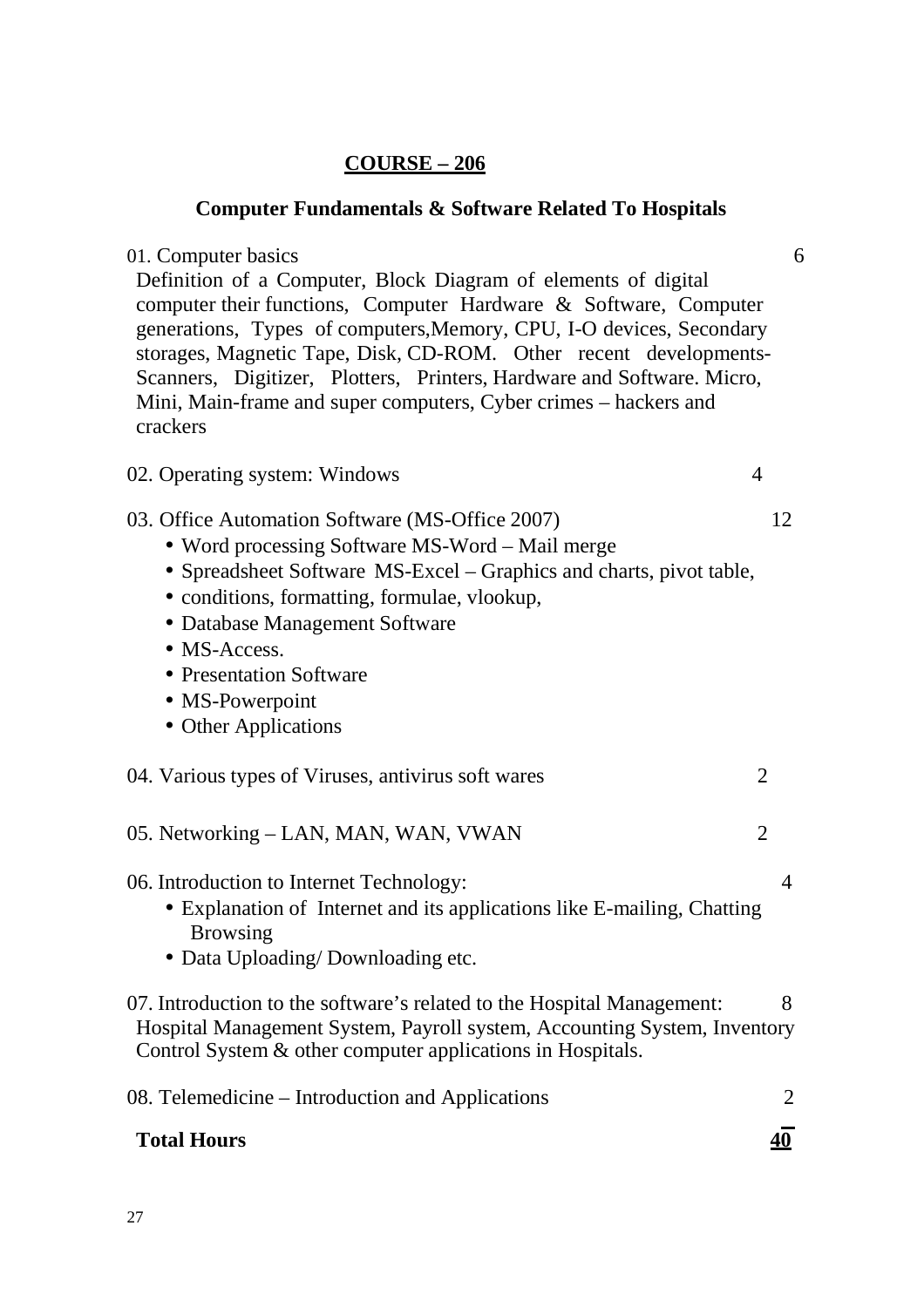## COURSE – 206

### Computer Fundamentals & Software Related To Hospitals

01. Computer basics — 6

Definition of a Computer, Block Diagram of elements of digital computer their functions, Computer Hardware & Software, Computer generations, Types of computers,Memory, CPU, I-O devices, Secondary storages, Magnetic Tape, Disk, CD-ROM. Other recent developments- Scanners, Digitizer, Plotters, Printers, Hardware and Software. Micro, Mini, Main-frame and super computers, Cyber crimes – hackers and crackers

02. Operating system: Windows — 4

03. Office Automation Software (MS-Office 2007) — 12

- Word processing Software MS-Word – Mail merge
- Spreadsheet Software MS-Excel – Graphics and charts, pivot table,
- conditions, formatting, formulae, vlookup,
- Database Management Software
- MS-Access.
- Presentation Software
- MS-Powerpoint
- Other Applications

04. Various types of Viruses, antivirus soft wares — 2

05. Networking – LAN, MAN, WAN, VWAN — 2

06. Introduction to Internet Technology: — 4

- Explanation of Internet and its applications like E-mailing, Chatting Browsing
- Data Uploading/ Downloading etc.

07. Introduction to the software's related to the Hospital Management: — 8

Hospital Management System, Payroll system, Accounting System, Inventory Control System & other computer applications in Hospitals.

08. Telemedicine – Introduction and Applications — 2

**Total Hours — 40**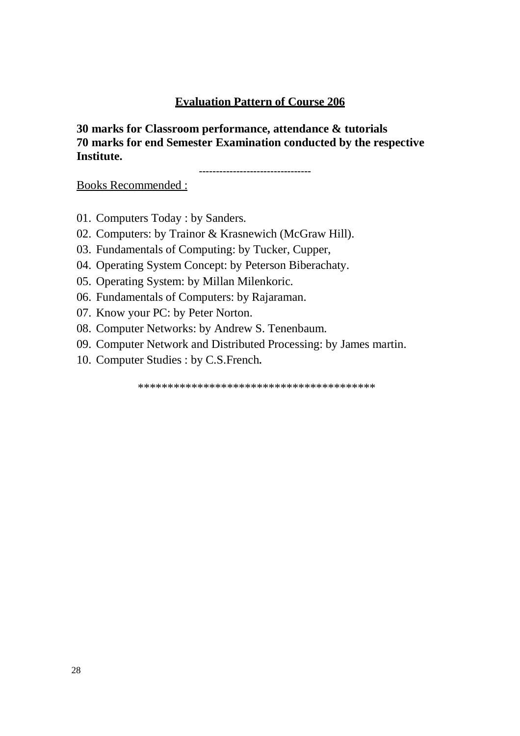## Evaluation Pattern of Course 206

**30 marks for Classroom performance, attendance & tutorials**
**70 marks for end Semester Examination conducted by the respective Institute.**

---------------------------------

Books Recommended :

01. Computers Today : by Sanders.
02. Computers: by Trainor & Krasnewich (McGraw Hill).
03. Fundamentals of Computing: by Tucker, Cupper,
04. Operating System Concept: by Peterson Biberachaty.
05. Operating System: by Millan Milenkoric.
06. Fundamentals of Computers: by Rajaraman.
07. Know your PC: by Peter Norton.
08. Computer Networks: by Andrew S. Tenenbaum.
09. Computer Network and Distributed Processing: by James martin.
10. Computer Studies : by C.S.French.

****************************************